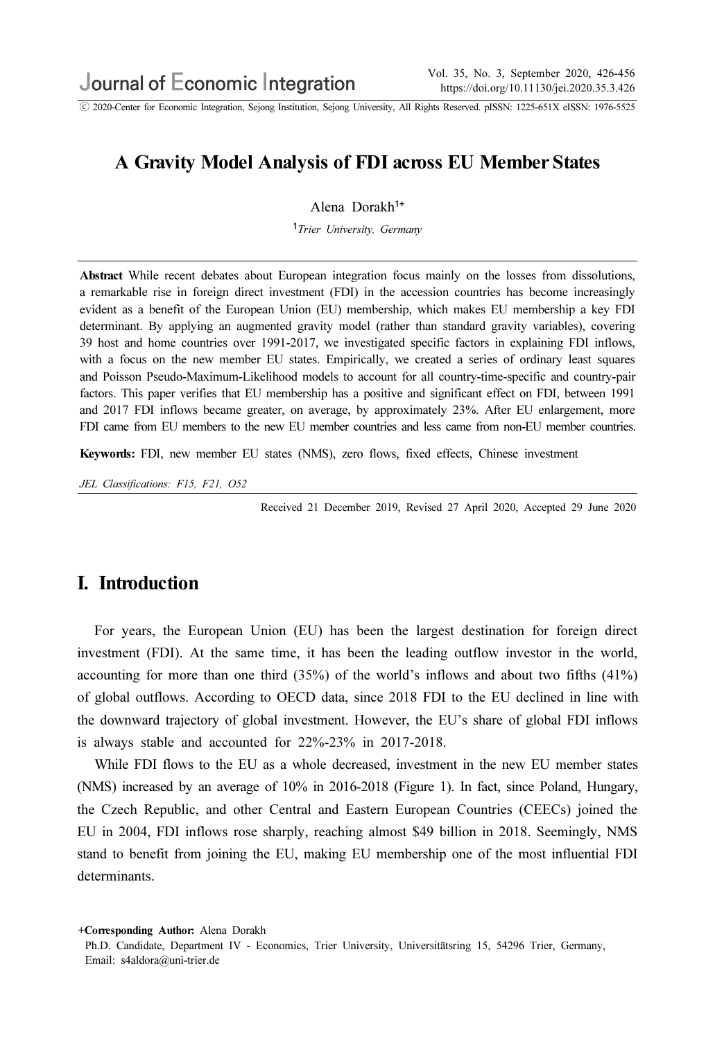# A Gravity Model Analysis of FDI across EU Member States

Alena Dorakh[1+]

[1] *Trier University, Germany*

**Abstract** While recent debates about European integration focus mainly on the losses from dissolutions, a remarkable rise in foreign direct investment (FDI) in the accession countries has become increasingly evident as a benefit of the European Union (EU) membership, which makes EU membership a key FDI determinant. By applying an augmented gravity model (rather than standard gravity variables), covering 39 host and home countries over 1991-2017, we investigated specific factors in explaining FDI inflows, with a focus on the new member EU states. Empirically, we created a series of ordinary least squares and Poisson Pseudo-Maximum-Likelihood models to account for all country-time-specific and country-pair factors. This paper verifies that EU membership has a positive and significant effect on FDI, between 1991 and 2017 FDI inflows became greater, on average, by approximately 23%. After EU enlargement, more FDI came from EU members to the new EU member countries and less came from non-EU member countries.

**Keywords:** FDI, new member EU states (NMS), zero flows, fixed effects, Chinese investment

*JEL Classifications: F15, F21, O52*

Received 21 December 2019, Revised 27 April 2020, Accepted 29 June 2020

## I. Introduction

For years, the European Union (EU) has been the largest destination for foreign direct investment (FDI). At the same time, it has been the leading outflow investor in the world, accounting for more than one third (35%) of the world's inflows and about two fifths (41%) of global outflows. According to OECD data, since 2018 FDI to the EU declined in line with the downward trajectory of global investment. However, the EU's share of global FDI inflows is always stable and accounted for 22%-23% in 2017-2018.

While FDI flows to the EU as a whole decreased, investment in the new EU member states (NMS) increased by an average of 10% in 2016-2018 (Figure 1). In fact, since Poland, Hungary, the Czech Republic, and other Central and Eastern European Countries (CEECs) joined the EU in 2004, FDI inflows rose sharply, reaching almost $49 billion in 2018. Seemingly, NMS stand to benefit from joining the EU, making EU membership one of the most influential FDI determinants.

**+Corresponding Author:** Alena Dorakh
Ph.D. Candidate, Department IV - Economics, Trier University, Universitätsring 15, 54296 Trier, Germany,
Email: s4aldora@uni-trier.de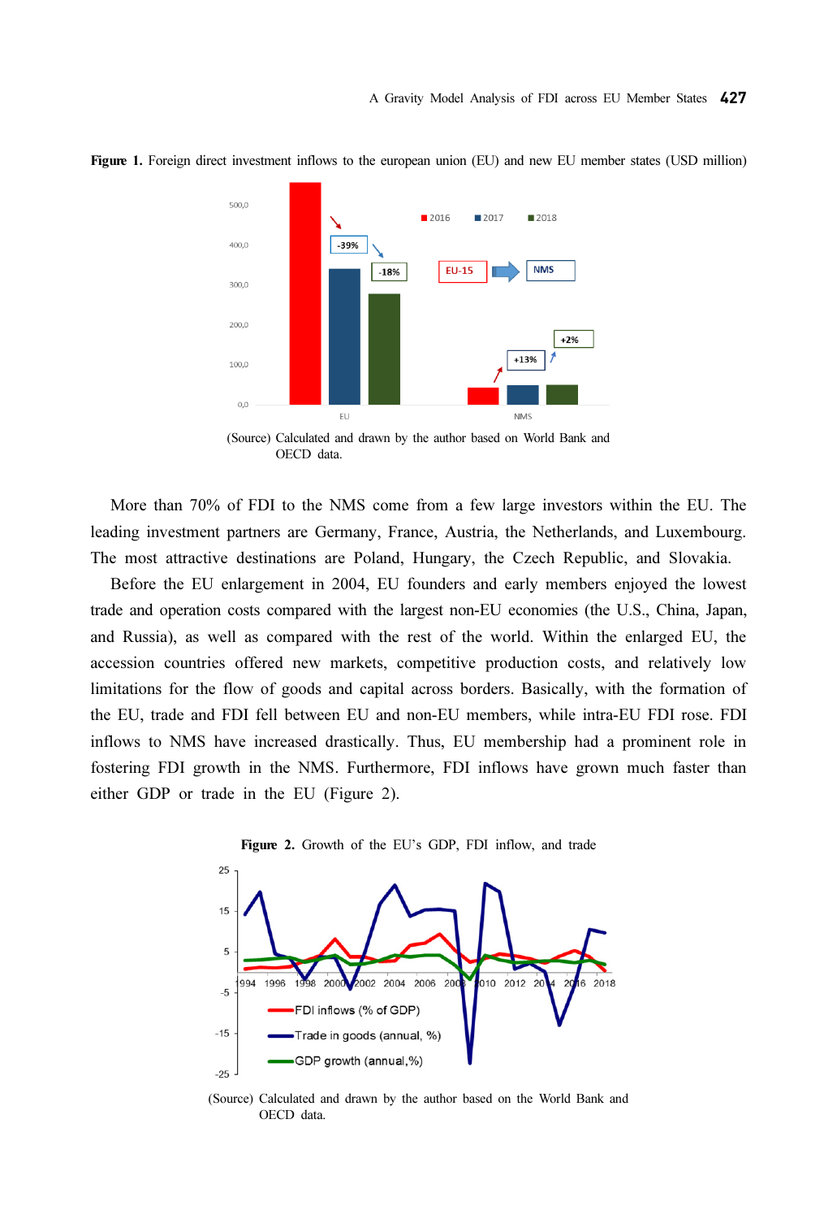**Figure 1.** Foreign direct investment inflows to the european union (EU) and new EU member states (USD million)

(Source) Calculated and drawn by the author based on World Bank and OECD data.

More than 70% of FDI to the NMS come from a few large investors within the EU. The leading investment partners are Germany, France, Austria, the Netherlands, and Luxembourg. The most attractive destinations are Poland, Hungary, the Czech Republic, and Slovakia.

Before the EU enlargement in 2004, EU founders and early members enjoyed the lowest trade and operation costs compared with the largest non-EU economies (the U.S., China, Japan, and Russia), as well as compared with the rest of the world. Within the enlarged EU, the accession countries offered new markets, competitive production costs, and relatively low limitations for the flow of goods and capital across borders. Basically, with the formation of the EU, trade and FDI fell between EU and non-EU members, while intra-EU FDI rose. FDI inflows to NMS have increased drastically. Thus, EU membership had a prominent role in fostering FDI growth in the NMS. Furthermore, FDI inflows have grown much faster than either GDP or trade in the EU (Figure 2).

**Figure 2.** Growth of the EU's GDP, FDI inflow, and trade

(Source) Calculated and drawn by the author based on the World Bank and OECD data.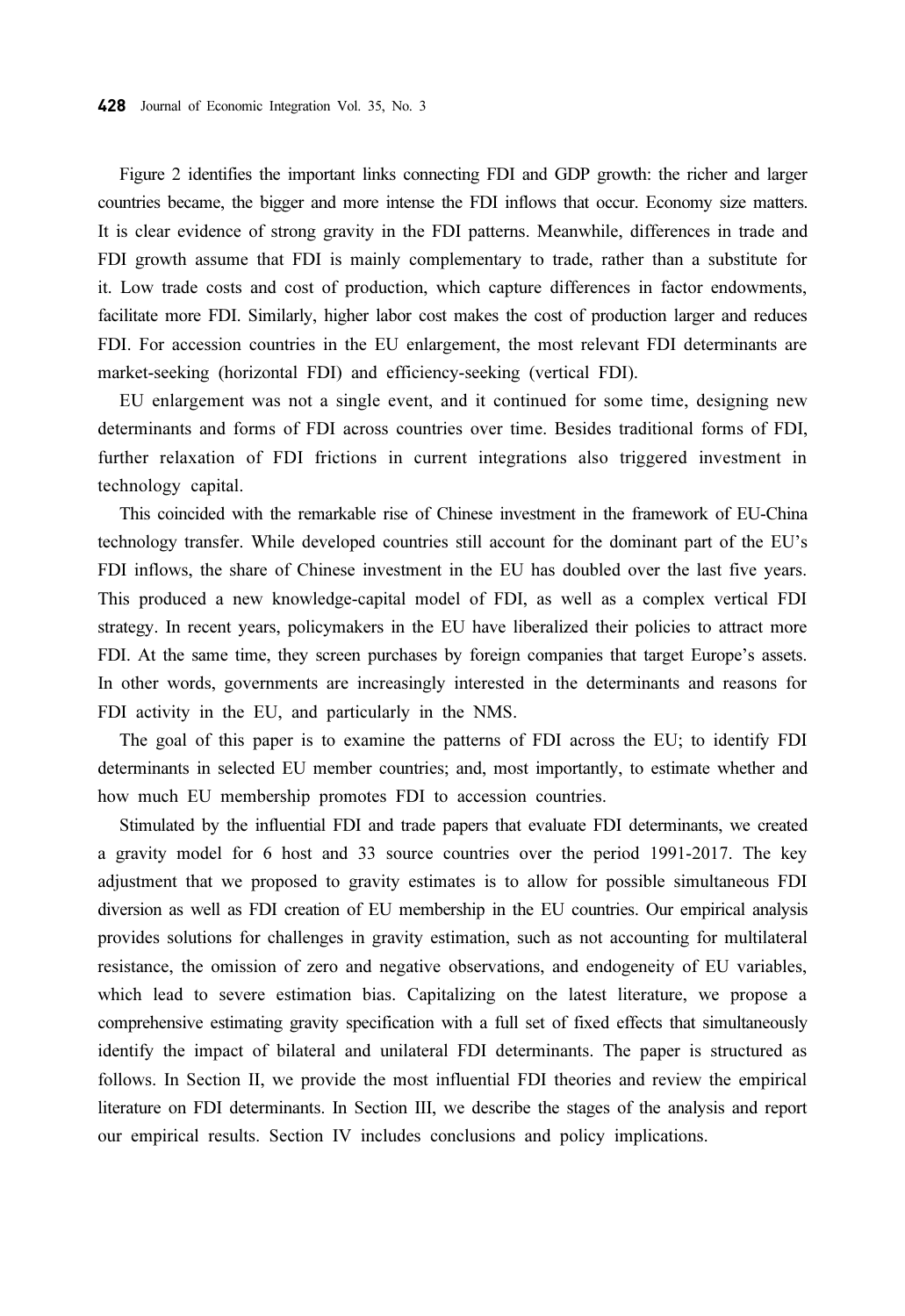Figure 2 identifies the important links connecting FDI and GDP growth: the richer and larger countries became, the bigger and more intense the FDI inflows that occur. Economy size matters. It is clear evidence of strong gravity in the FDI patterns. Meanwhile, differences in trade and FDI growth assume that FDI is mainly complementary to trade, rather than a substitute for it. Low trade costs and cost of production, which capture differences in factor endowments, facilitate more FDI. Similarly, higher labor cost makes the cost of production larger and reduces FDI. For accession countries in the EU enlargement, the most relevant FDI determinants are market-seeking (horizontal FDI) and efficiency-seeking (vertical FDI).

EU enlargement was not a single event, and it continued for some time, designing new determinants and forms of FDI across countries over time. Besides traditional forms of FDI, further relaxation of FDI frictions in current integrations also triggered investment in technology capital.

This coincided with the remarkable rise of Chinese investment in the framework of EU-China technology transfer. While developed countries still account for the dominant part of the EU's FDI inflows, the share of Chinese investment in the EU has doubled over the last five years. This produced a new knowledge-capital model of FDI, as well as a complex vertical FDI strategy. In recent years, policymakers in the EU have liberalized their policies to attract more FDI. At the same time, they screen purchases by foreign companies that target Europe's assets. In other words, governments are increasingly interested in the determinants and reasons for FDI activity in the EU, and particularly in the NMS.

The goal of this paper is to examine the patterns of FDI across the EU; to identify FDI determinants in selected EU member countries; and, most importantly, to estimate whether and how much EU membership promotes FDI to accession countries.

Stimulated by the influential FDI and trade papers that evaluate FDI determinants, we created a gravity model for 6 host and 33 source countries over the period 1991-2017. The key adjustment that we proposed to gravity estimates is to allow for possible simultaneous FDI diversion as well as FDI creation of EU membership in the EU countries. Our empirical analysis provides solutions for challenges in gravity estimation, such as not accounting for multilateral resistance, the omission of zero and negative observations, and endogeneity of EU variables, which lead to severe estimation bias. Capitalizing on the latest literature, we propose a comprehensive estimating gravity specification with a full set of fixed effects that simultaneously identify the impact of bilateral and unilateral FDI determinants. The paper is structured as follows. In Section II, we provide the most influential FDI theories and review the empirical literature on FDI determinants. In Section III, we describe the stages of the analysis and report our empirical results. Section IV includes conclusions and policy implications.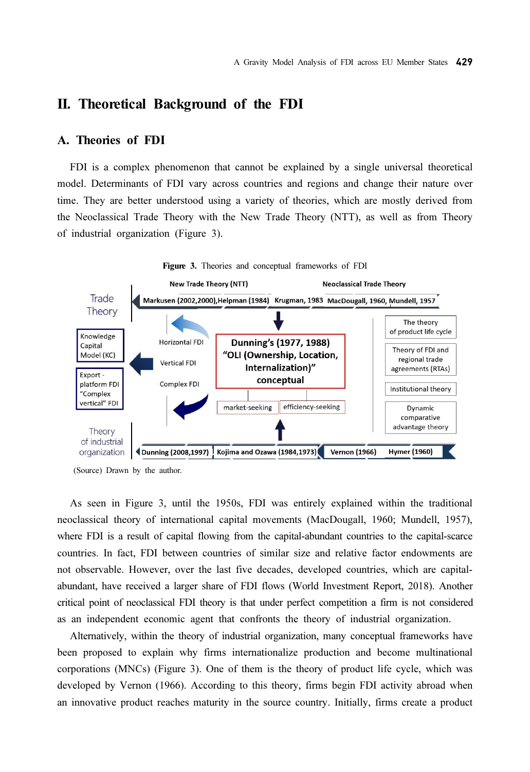## II. Theoretical Background of the FDI

### A. Theories of FDI

FDI is a complex phenomenon that cannot be explained by a single universal theoretical model. Determinants of FDI vary across countries and regions and change their nature over time. They are better understood using a variety of theories, which are mostly derived from the Neoclassical Trade Theory with the New Trade Theory (NTT), as well as from Theory of industrial organization (Figure 3).

**Figure 3.** Theories and conceptual frameworks of FDI

Trade Theory

New Trade Theory (NTT) — Markusen (2002,2000),Helpman (1984) Krugman, 1983

Neoclassical Trade Theory — MacDougall, 1960, Mundell, 1957

Knowledge Capital Model (KC)

Export - platform FDI "Complex vertical" FDI

Horizontal FDI

Vertical FDI

Complex FDI

Dunning's (1977, 1988) "OLI (Ownership, Location, Internalization)" conceptual

market-seeking | efficiency-seeking

The theory of product life cycle

Theory of FDI and regional trade agreements (RTAs)

Institutional theory

Dynamic comparative advantage theory

Theory of industrial organization

Dunning (2008,1997) Kojima and Ozawa (1984,1973) Vernon (1966) Hymer (1960)

(Source) Drawn by the author.

As seen in Figure 3, until the 1950s, FDI was entirely explained within the traditional neoclassical theory of international capital movements (MacDougall, 1960; Mundell, 1957), where FDI is a result of capital flowing from the capital-abundant countries to the capital-scarce countries. In fact, FDI between countries of similar size and relative factor endowments are not observable. However, over the last five decades, developed countries, which are capital-abundant, have received a larger share of FDI flows (World Investment Report, 2018). Another critical point of neoclassical FDI theory is that under perfect competition a firm is not considered as an independent economic agent that confronts the theory of industrial organization.

Alternatively, within the theory of industrial organization, many conceptual frameworks have been proposed to explain why firms internationalize production and become multinational corporations (MNCs) (Figure 3). One of them is the theory of product life cycle, which was developed by Vernon (1966). According to this theory, firms begin FDI activity abroad when an innovative product reaches maturity in the source country. Initially, firms create a product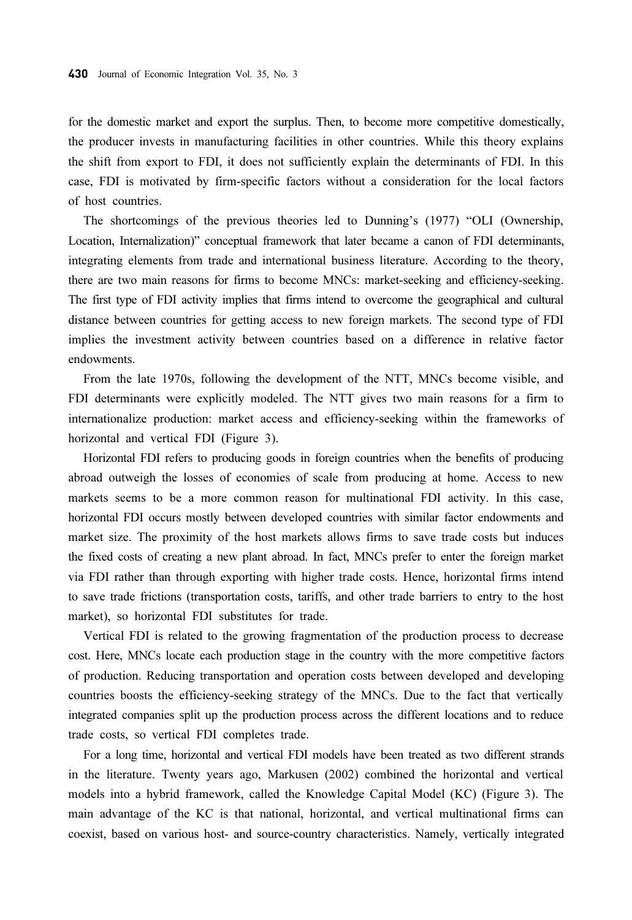for the domestic market and export the surplus. Then, to become more competitive domestically, the producer invests in manufacturing facilities in other countries. While this theory explains the shift from export to FDI, it does not sufficiently explain the determinants of FDI. In this case, FDI is motivated by firm-specific factors without a consideration for the local factors of host countries.

The shortcomings of the previous theories led to Dunning's (1977) "OLI (Ownership, Location, Internalization)" conceptual framework that later became a canon of FDI determinants, integrating elements from trade and international business literature. According to the theory, there are two main reasons for firms to become MNCs: market-seeking and efficiency-seeking. The first type of FDI activity implies that firms intend to overcome the geographical and cultural distance between countries for getting access to new foreign markets. The second type of FDI implies the investment activity between countries based on a difference in relative factor endowments.

From the late 1970s, following the development of the NTT, MNCs become visible, and FDI determinants were explicitly modeled. The NTT gives two main reasons for a firm to internationalize production: market access and efficiency-seeking within the frameworks of horizontal and vertical FDI (Figure 3).

Horizontal FDI refers to producing goods in foreign countries when the benefits of producing abroad outweigh the losses of economies of scale from producing at home. Access to new markets seems to be a more common reason for multinational FDI activity. In this case, horizontal FDI occurs mostly between developed countries with similar factor endowments and market size. The proximity of the host markets allows firms to save trade costs but induces the fixed costs of creating a new plant abroad. In fact, MNCs prefer to enter the foreign market via FDI rather than through exporting with higher trade costs. Hence, horizontal firms intend to save trade frictions (transportation costs, tariffs, and other trade barriers to entry to the host market), so horizontal FDI substitutes for trade.

Vertical FDI is related to the growing fragmentation of the production process to decrease cost. Here, MNCs locate each production stage in the country with the more competitive factors of production. Reducing transportation and operation costs between developed and developing countries boosts the efficiency-seeking strategy of the MNCs. Due to the fact that vertically integrated companies split up the production process across the different locations and to reduce trade costs, so vertical FDI completes trade.

For a long time, horizontal and vertical FDI models have been treated as two different strands in the literature. Twenty years ago, Markusen (2002) combined the horizontal and vertical models into a hybrid framework, called the Knowledge Capital Model (KC) (Figure 3). The main advantage of the KC is that national, horizontal, and vertical multinational firms can coexist, based on various host- and source-country characteristics. Namely, vertically integrated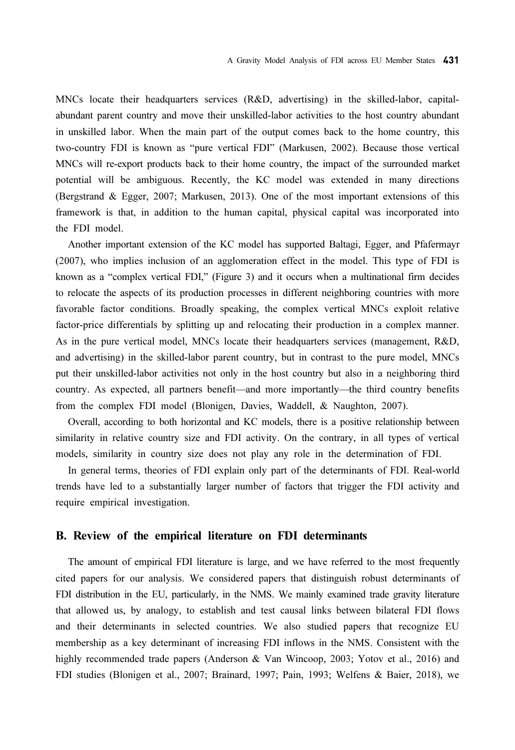MNCs locate their headquarters services (R&D, advertising) in the skilled-labor, capital-abundant parent country and move their unskilled-labor activities to the host country abundant in unskilled labor. When the main part of the output comes back to the home country, this two-country FDI is known as "pure vertical FDI" (Markusen, 2002). Because those vertical MNCs will re-export products back to their home country, the impact of the surrounded market potential will be ambiguous. Recently, the KC model was extended in many directions (Bergstrand & Egger, 2007; Markusen, 2013). One of the most important extensions of this framework is that, in addition to the human capital, physical capital was incorporated into the FDI model.

Another important extension of the KC model has supported Baltagi, Egger, and Pfafermayr (2007), who implies inclusion of an agglomeration effect in the model. This type of FDI is known as a "complex vertical FDI," (Figure 3) and it occurs when a multinational firm decides to relocate the aspects of its production processes in different neighboring countries with more favorable factor conditions. Broadly speaking, the complex vertical MNCs exploit relative factor-price differentials by splitting up and relocating their production in a complex manner. As in the pure vertical model, MNCs locate their headquarters services (management, R&D, and advertising) in the skilled-labor parent country, but in contrast to the pure model, MNCs put their unskilled-labor activities not only in the host country but also in a neighboring third country. As expected, all partners benefit—and more importantly—the third country benefits from the complex FDI model (Blonigen, Davies, Waddell, & Naughton, 2007).

Overall, according to both horizontal and KC models, there is a positive relationship between similarity in relative country size and FDI activity. On the contrary, in all types of vertical models, similarity in country size does not play any role in the determination of FDI.

In general terms, theories of FDI explain only part of the determinants of FDI. Real-world trends have led to a substantially larger number of factors that trigger the FDI activity and require empirical investigation.

## B. Review of the empirical literature on FDI determinants

The amount of empirical FDI literature is large, and we have referred to the most frequently cited papers for our analysis. We considered papers that distinguish robust determinants of FDI distribution in the EU, particularly, in the NMS. We mainly examined trade gravity literature that allowed us, by analogy, to establish and test causal links between bilateral FDI flows and their determinants in selected countries. We also studied papers that recognize EU membership as a key determinant of increasing FDI inflows in the NMS. Consistent with the highly recommended trade papers (Anderson & Van Wincoop, 2003; Yotov et al., 2016) and FDI studies (Blonigen et al., 2007; Brainard, 1997; Pain, 1993; Welfens & Baier, 2018), we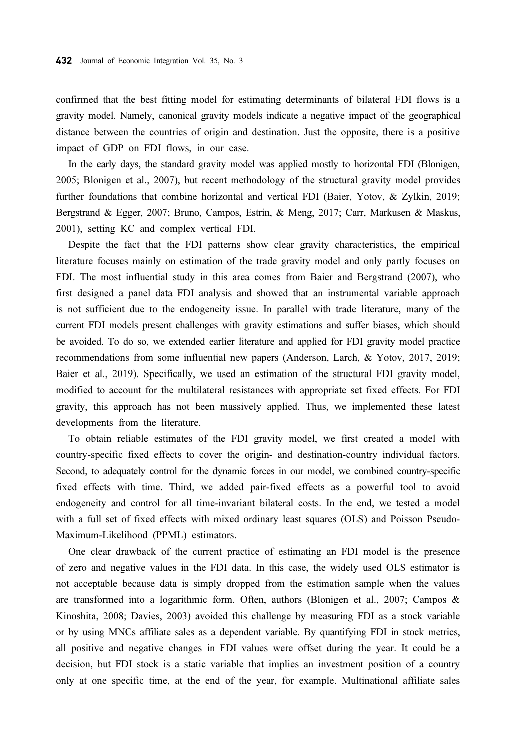confirmed that the best fitting model for estimating determinants of bilateral FDI flows is a gravity model. Namely, canonical gravity models indicate a negative impact of the geographical distance between the countries of origin and destination. Just the opposite, there is a positive impact of GDP on FDI flows, in our case.

In the early days, the standard gravity model was applied mostly to horizontal FDI (Blonigen, 2005; Blonigen et al., 2007), but recent methodology of the structural gravity model provides further foundations that combine horizontal and vertical FDI (Baier, Yotov, & Zylkin, 2019; Bergstrand & Egger, 2007; Bruno, Campos, Estrin, & Meng, 2017; Carr, Markusen & Maskus, 2001), setting KC and complex vertical FDI.

Despite the fact that the FDI patterns show clear gravity characteristics, the empirical literature focuses mainly on estimation of the trade gravity model and only partly focuses on FDI. The most influential study in this area comes from Baier and Bergstrand (2007), who first designed a panel data FDI analysis and showed that an instrumental variable approach is not sufficient due to the endogeneity issue. In parallel with trade literature, many of the current FDI models present challenges with gravity estimations and suffer biases, which should be avoided. To do so, we extended earlier literature and applied for FDI gravity model practice recommendations from some influential new papers (Anderson, Larch, & Yotov, 2017, 2019; Baier et al., 2019). Specifically, we used an estimation of the structural FDI gravity model, modified to account for the multilateral resistances with appropriate set fixed effects. For FDI gravity, this approach has not been massively applied. Thus, we implemented these latest developments from the literature.

To obtain reliable estimates of the FDI gravity model, we first created a model with country-specific fixed effects to cover the origin- and destination-country individual factors. Second, to adequately control for the dynamic forces in our model, we combined country-specific fixed effects with time. Third, we added pair-fixed effects as a powerful tool to avoid endogeneity and control for all time-invariant bilateral costs. In the end, we tested a model with a full set of fixed effects with mixed ordinary least squares (OLS) and Poisson Pseudo-Maximum-Likelihood (PPML) estimators.

One clear drawback of the current practice of estimating an FDI model is the presence of zero and negative values in the FDI data. In this case, the widely used OLS estimator is not acceptable because data is simply dropped from the estimation sample when the values are transformed into a logarithmic form. Often, authors (Blonigen et al., 2007; Campos & Kinoshita, 2008; Davies, 2003) avoided this challenge by measuring FDI as a stock variable or by using MNCs affiliate sales as a dependent variable. By quantifying FDI in stock metrics, all positive and negative changes in FDI values were offset during the year. It could be a decision, but FDI stock is a static variable that implies an investment position of a country only at one specific time, at the end of the year, for example. Multinational affiliate sales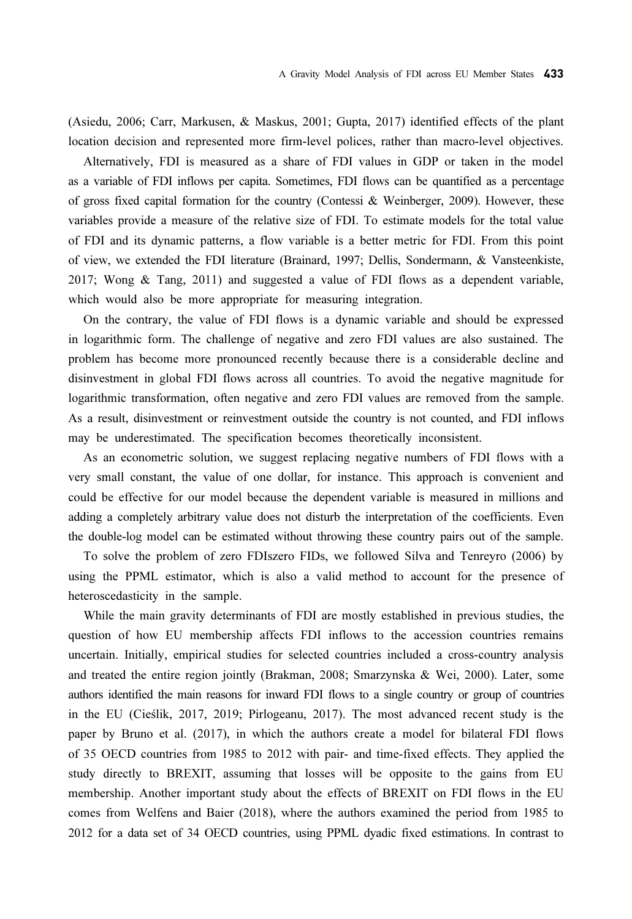(Asiedu, 2006; Carr, Markusen, & Maskus, 2001; Gupta, 2017) identified effects of the plant location decision and represented more firm-level polices, rather than macro-level objectives.

Alternatively, FDI is measured as a share of FDI values in GDP or taken in the model as a variable of FDI inflows per capita. Sometimes, FDI flows can be quantified as a percentage of gross fixed capital formation for the country (Contessi & Weinberger, 2009). However, these variables provide a measure of the relative size of FDI. To estimate models for the total value of FDI and its dynamic patterns, a flow variable is a better metric for FDI. From this point of view, we extended the FDI literature (Brainard, 1997; Dellis, Sondermann, & Vansteenkiste, 2017; Wong & Tang, 2011) and suggested a value of FDI flows as a dependent variable, which would also be more appropriate for measuring integration.

On the contrary, the value of FDI flows is a dynamic variable and should be expressed in logarithmic form. The challenge of negative and zero FDI values are also sustained. The problem has become more pronounced recently because there is a considerable decline and disinvestment in global FDI flows across all countries. To avoid the negative magnitude for logarithmic transformation, often negative and zero FDI values are removed from the sample. As a result, disinvestment or reinvestment outside the country is not counted, and FDI inflows may be underestimated. The specification becomes theoretically inconsistent.

As an econometric solution, we suggest replacing negative numbers of FDI flows with a very small constant, the value of one dollar, for instance. This approach is convenient and could be effective for our model because the dependent variable is measured in millions and adding a completely arbitrary value does not disturb the interpretation of the coefficients. Even the double-log model can be estimated without throwing these country pairs out of the sample.

To solve the problem of zero FDIszero FIDs, we followed Silva and Tenreyro (2006) by using the PPML estimator, which is also a valid method to account for the presence of heteroscedasticity in the sample.

While the main gravity determinants of FDI are mostly established in previous studies, the question of how EU membership affects FDI inflows to the accession countries remains uncertain. Initially, empirical studies for selected countries included a cross-country analysis and treated the entire region jointly (Brakman, 2008; Smarzynska & Wei, 2000). Later, some authors identified the main reasons for inward FDI flows to a single country or group of countries in the EU (Cieślik, 2017, 2019; Pirlogeanu, 2017). The most advanced recent study is the paper by Bruno et al. (2017), in which the authors create a model for bilateral FDI flows of 35 OECD countries from 1985 to 2012 with pair- and time-fixed effects. They applied the study directly to BREXIT, assuming that losses will be opposite to the gains from EU membership. Another important study about the effects of BREXIT on FDI flows in the EU comes from Welfens and Baier (2018), where the authors examined the period from 1985 to 2012 for a data set of 34 OECD countries, using PPML dyadic fixed estimations. In contrast to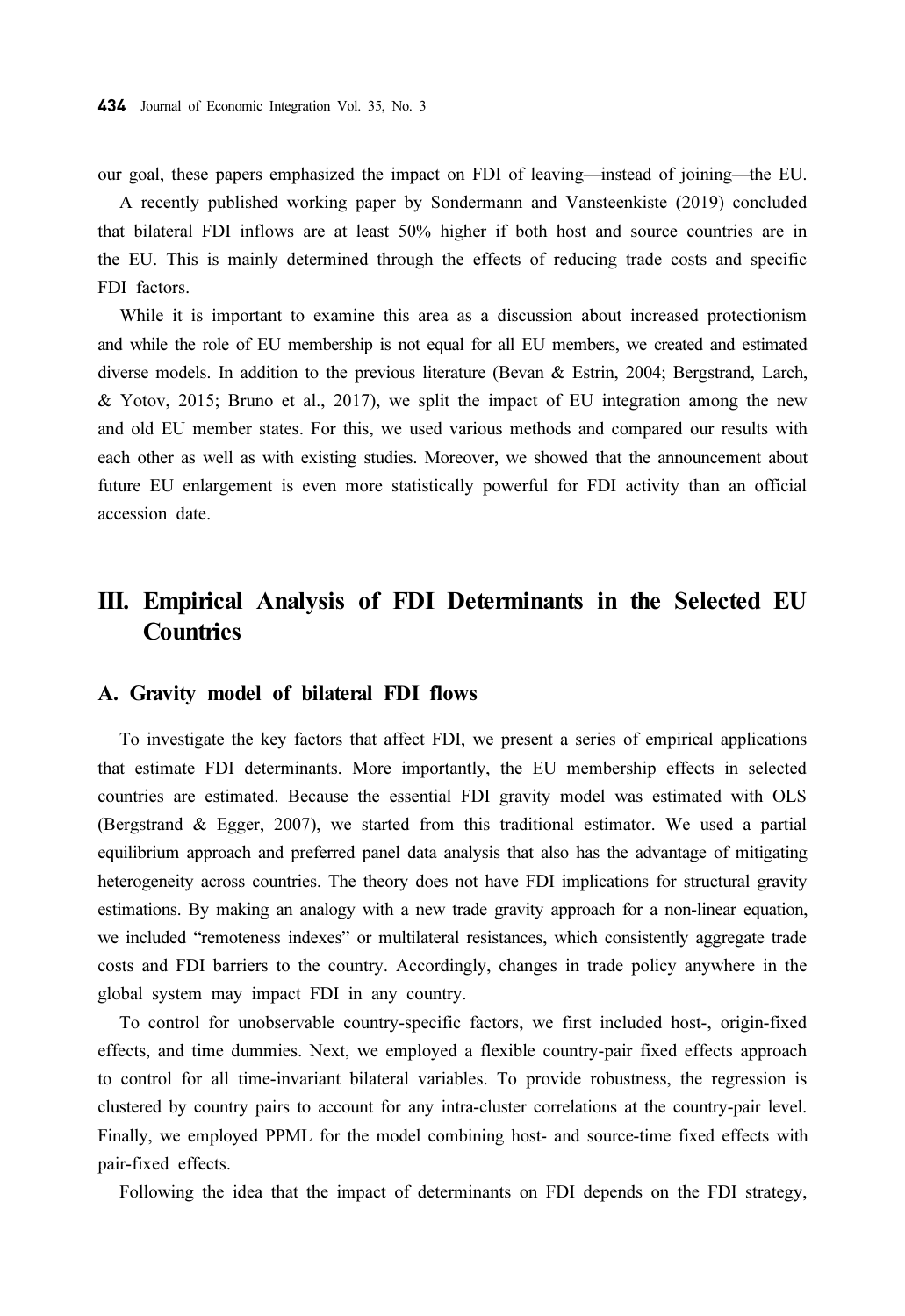our goal, these papers emphasized the impact on FDI of leaving—instead of joining—the EU.

A recently published working paper by Sondermann and Vansteenkiste (2019) concluded that bilateral FDI inflows are at least 50% higher if both host and source countries are in the EU. This is mainly determined through the effects of reducing trade costs and specific FDI factors.

While it is important to examine this area as a discussion about increased protectionism and while the role of EU membership is not equal for all EU members, we created and estimated diverse models. In addition to the previous literature (Bevan & Estrin, 2004; Bergstrand, Larch, & Yotov, 2015; Bruno et al., 2017), we split the impact of EU integration among the new and old EU member states. For this, we used various methods and compared our results with each other as well as with existing studies. Moreover, we showed that the announcement about future EU enlargement is even more statistically powerful for FDI activity than an official accession date.

## III. Empirical Analysis of FDI Determinants in the Selected EU Countries

### A. Gravity model of bilateral FDI flows

To investigate the key factors that affect FDI, we present a series of empirical applications that estimate FDI determinants. More importantly, the EU membership effects in selected countries are estimated. Because the essential FDI gravity model was estimated with OLS (Bergstrand & Egger, 2007), we started from this traditional estimator. We used a partial equilibrium approach and preferred panel data analysis that also has the advantage of mitigating heterogeneity across countries. The theory does not have FDI implications for structural gravity estimations. By making an analogy with a new trade gravity approach for a non-linear equation, we included "remoteness indexes" or multilateral resistances, which consistently aggregate trade costs and FDI barriers to the country. Accordingly, changes in trade policy anywhere in the global system may impact FDI in any country.

To control for unobservable country-specific factors, we first included host-, origin-fixed effects, and time dummies. Next, we employed a flexible country-pair fixed effects approach to control for all time-invariant bilateral variables. To provide robustness, the regression is clustered by country pairs to account for any intra-cluster correlations at the country-pair level. Finally, we employed PPML for the model combining host- and source-time fixed effects with pair-fixed effects.

Following the idea that the impact of determinants on FDI depends on the FDI strategy,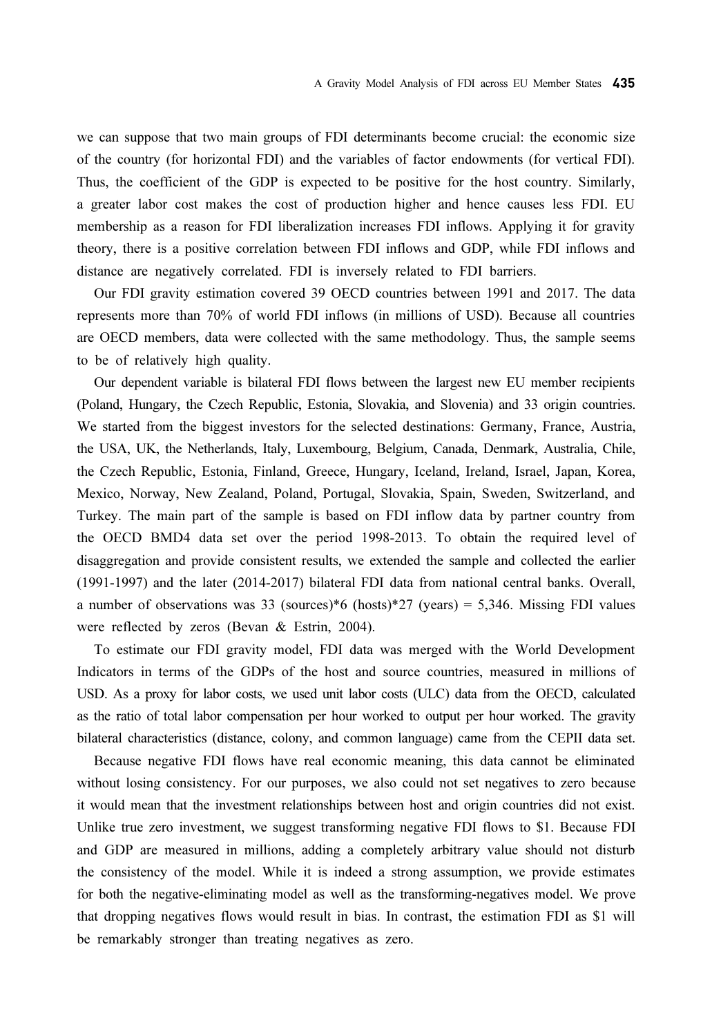we can suppose that two main groups of FDI determinants become crucial: the economic size of the country (for horizontal FDI) and the variables of factor endowments (for vertical FDI). Thus, the coefficient of the GDP is expected to be positive for the host country. Similarly, a greater labor cost makes the cost of production higher and hence causes less FDI. EU membership as a reason for FDI liberalization increases FDI inflows. Applying it for gravity theory, there is a positive correlation between FDI inflows and GDP, while FDI inflows and distance are negatively correlated. FDI is inversely related to FDI barriers.

Our FDI gravity estimation covered 39 OECD countries between 1991 and 2017. The data represents more than 70% of world FDI inflows (in millions of USD). Because all countries are OECD members, data were collected with the same methodology. Thus, the sample seems to be of relatively high quality.

Our dependent variable is bilateral FDI flows between the largest new EU member recipients (Poland, Hungary, the Czech Republic, Estonia, Slovakia, and Slovenia) and 33 origin countries. We started from the biggest investors for the selected destinations: Germany, France, Austria, the USA, UK, the Netherlands, Italy, Luxembourg, Belgium, Canada, Denmark, Australia, Chile, the Czech Republic, Estonia, Finland, Greece, Hungary, Iceland, Ireland, Israel, Japan, Korea, Mexico, Norway, New Zealand, Poland, Portugal, Slovakia, Spain, Sweden, Switzerland, and Turkey. The main part of the sample is based on FDI inflow data by partner country from the OECD BMD4 data set over the period 1998-2013. To obtain the required level of disaggregation and provide consistent results, we extended the sample and collected the earlier (1991-1997) and the later (2014-2017) bilateral FDI data from national central banks. Overall, a number of observations was 33 (sources)*6 (hosts)*27 (years) = 5,346. Missing FDI values were reflected by zeros (Bevan & Estrin, 2004).

To estimate our FDI gravity model, FDI data was merged with the World Development Indicators in terms of the GDPs of the host and source countries, measured in millions of USD. As a proxy for labor costs, we used unit labor costs (ULC) data from the OECD, calculated as the ratio of total labor compensation per hour worked to output per hour worked. The gravity bilateral characteristics (distance, colony, and common language) came from the CEPII data set.

Because negative FDI flows have real economic meaning, this data cannot be eliminated without losing consistency. For our purposes, we also could not set negatives to zero because it would mean that the investment relationships between host and origin countries did not exist. Unlike true zero investment, we suggest transforming negative FDI flows to $1. Because FDI and GDP are measured in millions, adding a completely arbitrary value should not disturb the consistency of the model. While it is indeed a strong assumption, we provide estimates for both the negative-eliminating model as well as the transforming-negatives model. We prove that dropping negatives flows would result in bias. In contrast, the estimation FDI as $1 will be remarkably stronger than treating negatives as zero.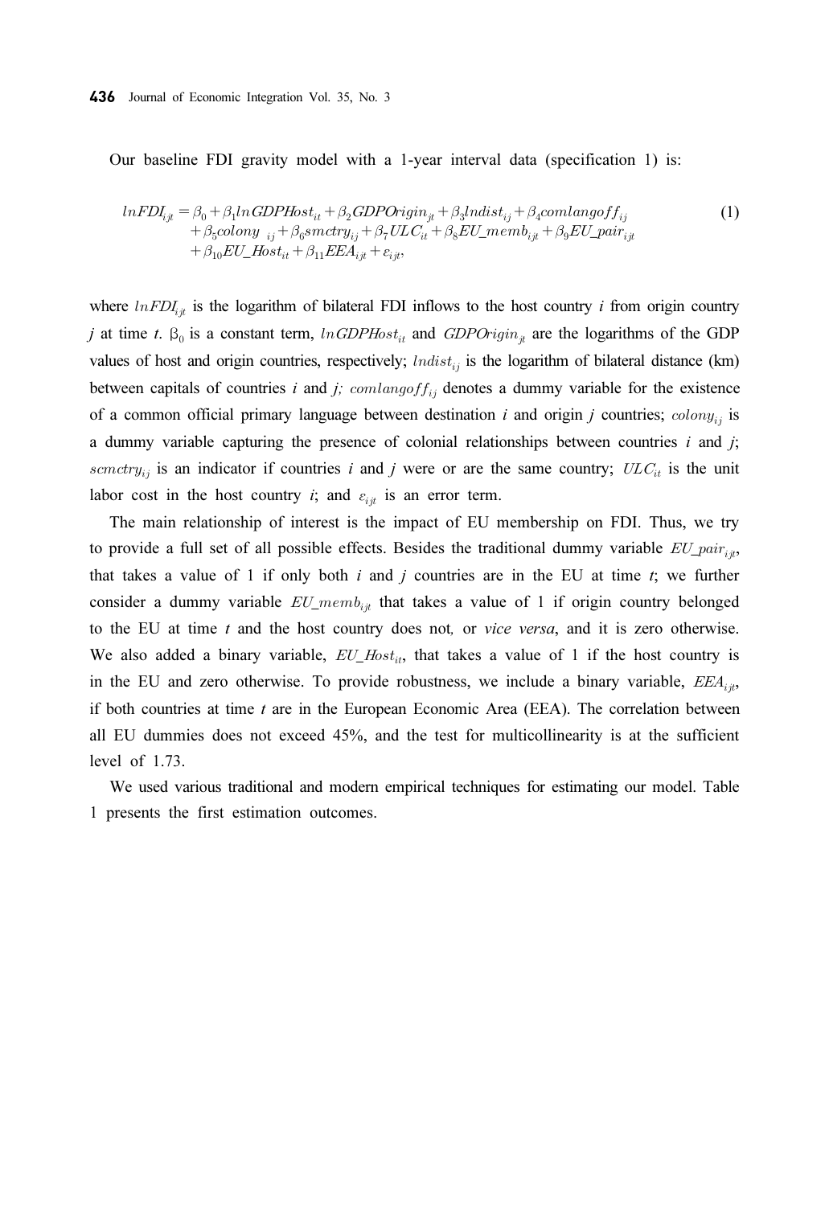Our baseline FDI gravity model with a 1-year interval data (specification 1) is:

$$
\begin{aligned}
lnFDI_{ijt} = {} & \beta_0 + \beta_1 lnGDPHost_{it} + \beta_2 GDPOrigin_{jt} + \beta_3 lndist_{ij} + \beta_4 comlangoff_{ij} \\
& + \beta_5 colony_{ij} + \beta_6 smctry_{ij} + \beta_7 ULC_{it} + \beta_8 EU\_memb_{ijt} + \beta_9 EU\_pair_{ijt} \\
& + \beta_{10} EU\_Host_{it} + \beta_{11} EEA_{ijt} + \varepsilon_{ijt},
\end{aligned}
\tag{1}
$$

where $lnFDI_{ijt}$ is the logarithm of bilateral FDI inflows to the host country *i* from origin country *j* at time *t*. $\beta_0$ is a constant term, $lnGDPHost_{it}$ and $GDPOrigin_{jt}$ are the logarithms of the GDP values of host and origin countries, respectively; $lndist_{ij}$ is the logarithm of bilateral distance (km) between capitals of countries *i* and *j*; $comlangoff_{ij}$ denotes a dummy variable for the existence of a common official primary language between destination *i* and origin *j* countries; $colony_{ij}$ is a dummy variable capturing the presence of colonial relationships between countries *i* and *j*; $scmctry_{ij}$ is an indicator if countries *i* and *j* were or are the same country; $ULC_{it}$ is the unit labor cost in the host country *i*; and $\varepsilon_{ijt}$ is an error term.

The main relationship of interest is the impact of EU membership on FDI. Thus, we try to provide a full set of all possible effects. Besides the traditional dummy variable $EU\_pair_{ijt}$, that takes a value of 1 if only both *i* and *j* countries are in the EU at time *t*; we further consider a dummy variable $EU\_memb_{ijt}$ that takes a value of 1 if origin country belonged to the EU at time *t* and the host country does not, or *vice versa*, and it is zero otherwise. We also added a binary variable, $EU\_Host_{it}$, that takes a value of 1 if the host country is in the EU and zero otherwise. To provide robustness, we include a binary variable, $EEA_{ijt}$, if both countries at time *t* are in the European Economic Area (EEA). The correlation between all EU dummies does not exceed 45%, and the test for multicollinearity is at the sufficient level of 1.73.

We used various traditional and modern empirical techniques for estimating our model. Table 1 presents the first estimation outcomes.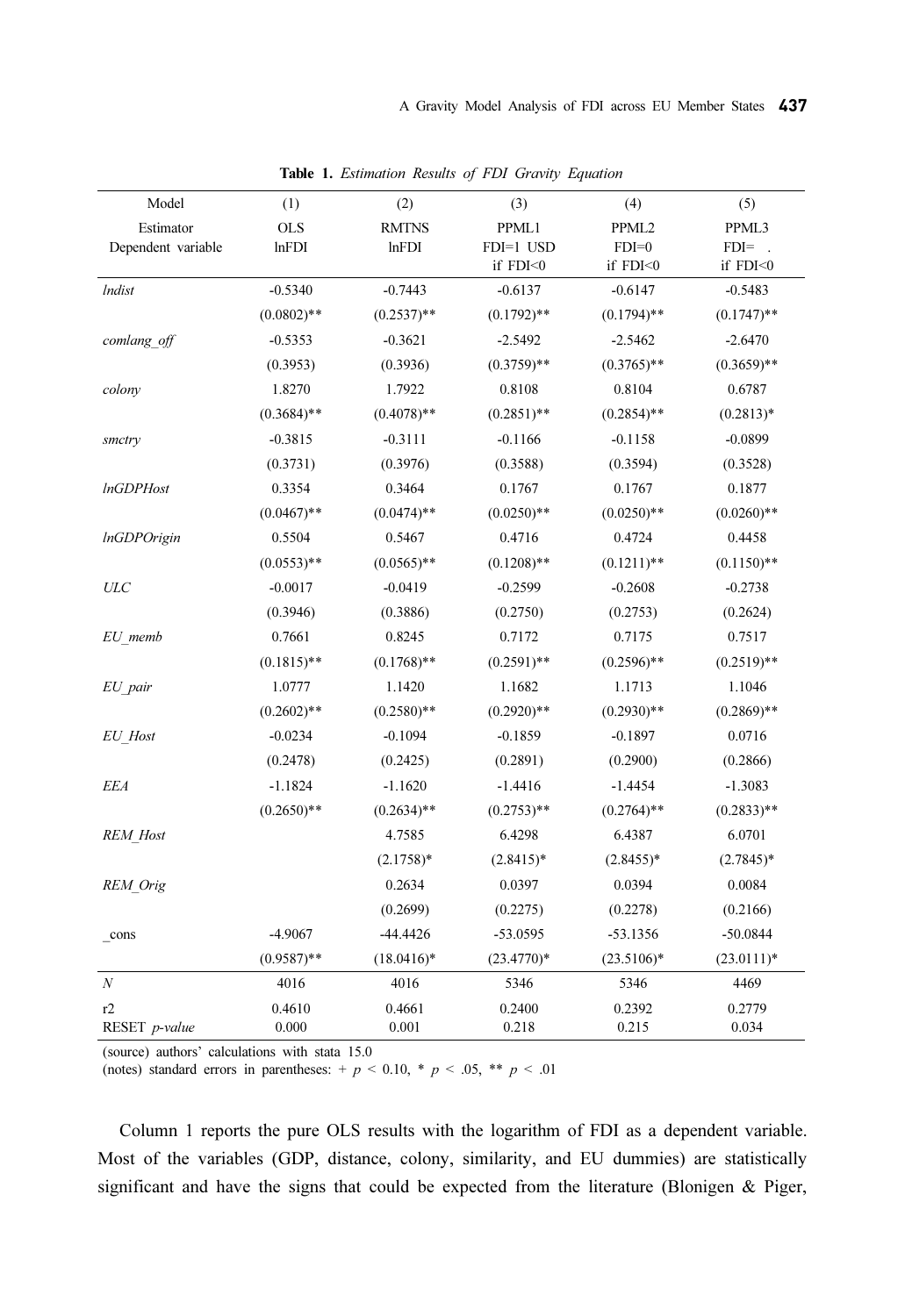**Table 1.** *Estimation Results of FDI Gravity Equation*

| Model | (1) | (2) | (3) | (4) | (5) |
|---|---|---|---|---|---|
| Estimator | OLS | RMTNS | PPML1 | PPML2 | PPML3 |
| Dependent variable | lnFDI | lnFDI | FDI=1 USD if FDI<0 | FDI=0 if FDI<0 | FDI= . if FDI<0 |
| *lndist* | -0.5340 | -0.7443 | -0.6137 | -0.6147 | -0.5483 |
| | (0.0802)** | (0.2537)** | (0.1792)** | (0.1794)** | (0.1747)** |
| *comlang_off* | -0.5353 | -0.3621 | -2.5492 | -2.5462 | -2.6470 |
| | (0.3953) | (0.3936) | (0.3759)** | (0.3765)** | (0.3659)** |
| *colony* | 1.8270 | 1.7922 | 0.8108 | 0.8104 | 0.6787 |
| | (0.3684)** | (0.4078)** | (0.2851)** | (0.2854)** | (0.2813)* |
| *smctry* | -0.3815 | -0.3111 | -0.1166 | -0.1158 | -0.0899 |
| | (0.3731) | (0.3976) | (0.3588) | (0.3594) | (0.3528) |
| *lnGDPHost* | 0.3354 | 0.3464 | 0.1767 | 0.1767 | 0.1877 |
| | (0.0467)** | (0.0474)** | (0.0250)** | (0.0250)** | (0.0260)** |
| *lnGDPOrigin* | 0.5504 | 0.5467 | 0.4716 | 0.4724 | 0.4458 |
| | (0.0553)** | (0.0565)** | (0.1208)** | (0.1211)** | (0.1150)** |
| *ULC* | -0.0017 | -0.0419 | -0.2599 | -0.2608 | -0.2738 |
| | (0.3946) | (0.3886) | (0.2750) | (0.2753) | (0.2624) |
| *EU_memb* | 0.7661 | 0.8245 | 0.7172 | 0.7175 | 0.7517 |
| | (0.1815)** | (0.1768)** | (0.2591)** | (0.2596)** | (0.2519)** |
| *EU_pair* | 1.0777 | 1.1420 | 1.1682 | 1.1713 | 1.1046 |
| | (0.2602)** | (0.2580)** | (0.2920)** | (0.2930)** | (0.2869)** |
| *EU_Host* | -0.0234 | -0.1094 | -0.1859 | -0.1897 | 0.0716 |
| | (0.2478) | (0.2425) | (0.2891) | (0.2900) | (0.2866) |
| *EEA* | -1.1824 | -1.1620 | -1.4416 | -1.4454 | -1.3083 |
| | (0.2650)** | (0.2634)** | (0.2753)** | (0.2764)** | (0.2833)** |
| *REM_Host* | | 4.7585 | 6.4298 | 6.4387 | 6.0701 |
| | | (2.1758)* | (2.8415)* | (2.8455)* | (2.7845)* |
| *REM_Orig* | | 0.2634 | 0.0397 | 0.0394 | 0.0084 |
| | | (0.2699) | (0.2275) | (0.2278) | (0.2166) |
| _cons | -4.9067 | -44.4426 | -53.0595 | -53.1356 | -50.0844 |
| | (0.9587)** | (18.0416)* | (23.4770)* | (23.5106)* | (23.0111)* |
| *N* | 4016 | 4016 | 5346 | 5346 | 4469 |
| r2 | 0.4610 | 0.4661 | 0.2400 | 0.2392 | 0.2779 |
| RESET *p-value* | 0.000 | 0.001 | 0.218 | 0.215 | 0.034 |

(source) authors' calculations with stata 15.0

(notes) standard errors in parentheses: + $p < 0.10$, * $p < .05$, ** $p < .01$

Column 1 reports the pure OLS results with the logarithm of FDI as a dependent variable. Most of the variables (GDP, distance, colony, similarity, and EU dummies) are statistically significant and have the signs that could be expected from the literature (Blonigen & Piger,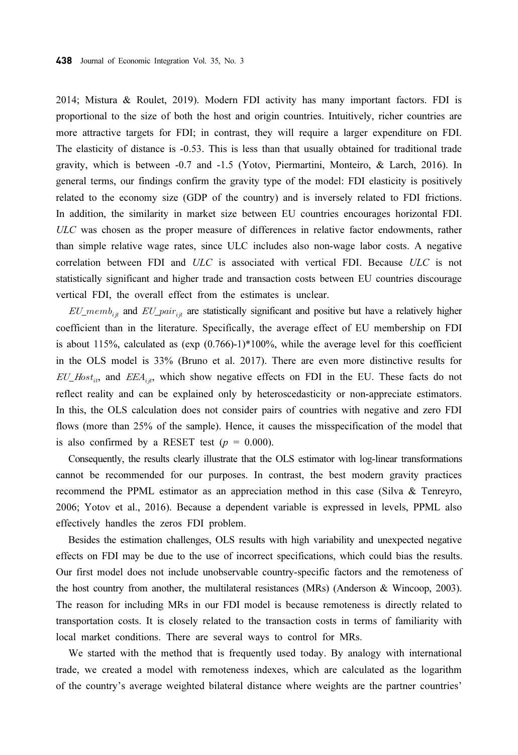2014; Mistura & Roulet, 2019). Modern FDI activity has many important factors. FDI is proportional to the size of both the host and origin countries. Intuitively, richer countries are more attractive targets for FDI; in contrast, they will require a larger expenditure on FDI. The elasticity of distance is -0.53. This is less than that usually obtained for traditional trade gravity, which is between -0.7 and -1.5 (Yotov, Piermartini, Monteiro, & Larch, 2016). In general terms, our findings confirm the gravity type of the model: FDI elasticity is positively related to the economy size (GDP of the country) and is inversely related to FDI frictions. In addition, the similarity in market size between EU countries encourages horizontal FDI. *ULC* was chosen as the proper measure of differences in relative factor endowments, rather than simple relative wage rates, since ULC includes also non-wage labor costs. A negative correlation between FDI and *ULC* is associated with vertical FDI. Because *ULC* is not statistically significant and higher trade and transaction costs between EU countries discourage vertical FDI, the overall effect from the estimates is unclear.

$EU\_memb_{ijt}$ and $EU\_pair_{ijt}$ are statistically significant and positive but have a relatively higher coefficient than in the literature. Specifically, the average effect of EU membership on FDI is about 115%, calculated as (exp (0.766)-1)*100%, while the average level for this coefficient in the OLS model is 33% (Bruno et al. 2017). There are even more distinctive results for $EU\_Host_{it}$, and $EEA_{ijt}$, which show negative effects on FDI in the EU. These facts do not reflect reality and can be explained only by heteroscedasticity or non-appreciate estimators. In this, the OLS calculation does not consider pairs of countries with negative and zero FDI flows (more than 25% of the sample). Hence, it causes the misspecification of the model that is also confirmed by a RESET test ($p$ = 0.000).

Consequently, the results clearly illustrate that the OLS estimator with log-linear transformations cannot be recommended for our purposes. In contrast, the best modern gravity practices recommend the PPML estimator as an appreciation method in this case (Silva & Tenreyro, 2006; Yotov et al., 2016). Because a dependent variable is expressed in levels, PPML also effectively handles the zeros FDI problem.

Besides the estimation challenges, OLS results with high variability and unexpected negative effects on FDI may be due to the use of incorrect specifications, which could bias the results. Our first model does not include unobservable country-specific factors and the remoteness of the host country from another, the multilateral resistances (MRs) (Anderson & Wincoop, 2003). The reason for including MRs in our FDI model is because remoteness is directly related to transportation costs. It is closely related to the transaction costs in terms of familiarity with local market conditions. There are several ways to control for MRs.

We started with the method that is frequently used today. By analogy with international trade, we created a model with remoteness indexes, which are calculated as the logarithm of the country's average weighted bilateral distance where weights are the partner countries'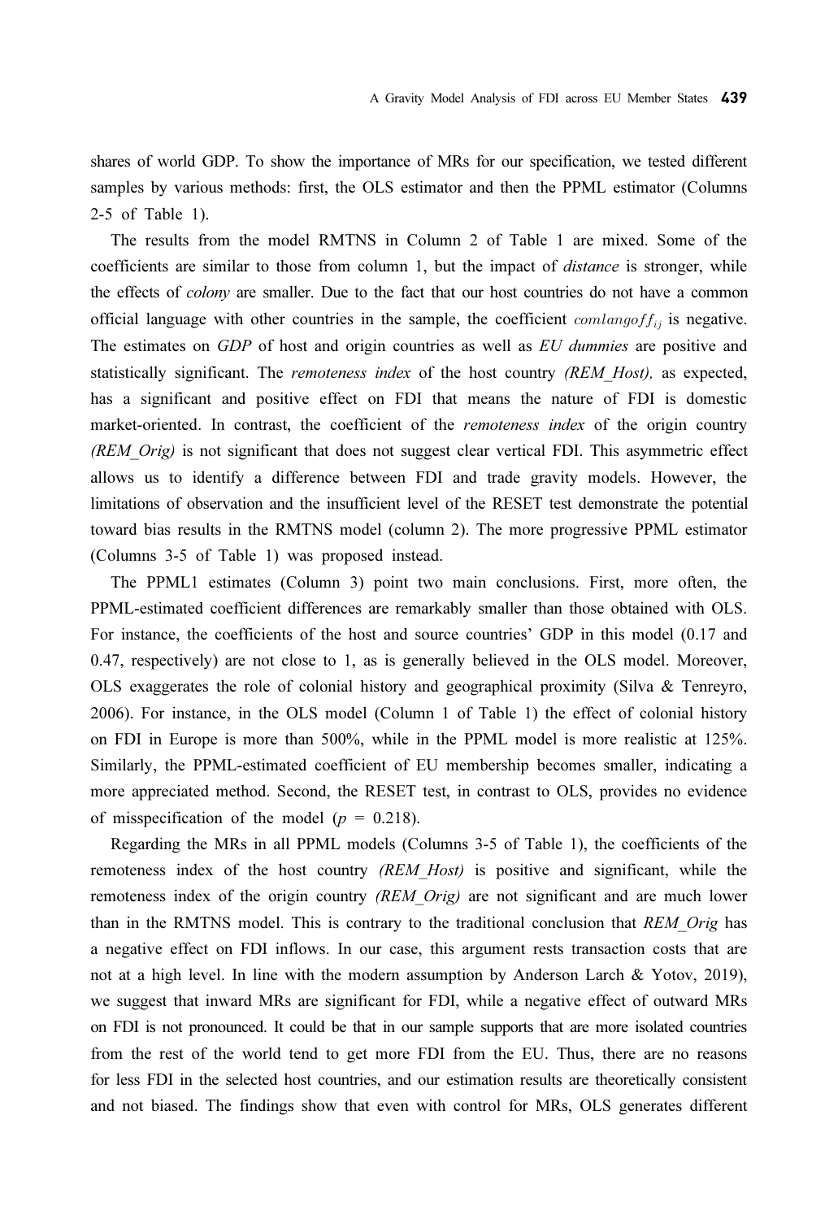shares of world GDP. To show the importance of MRs for our specification, we tested different samples by various methods: first, the OLS estimator and then the PPML estimator (Columns 2-5 of Table 1).

The results from the model RMTNS in Column 2 of Table 1 are mixed. Some of the coefficients are similar to those from column 1, but the impact of *distance* is stronger, while the effects of *colony* are smaller. Due to the fact that our host countries do not have a common official language with other countries in the sample, the coefficient $comlangoff_{ij}$ is negative. The estimates on *GDP* of host and origin countries as well as *EU dummies* are positive and statistically significant. The *remoteness index* of the host country *(REM_Host),* as expected, has a significant and positive effect on FDI that means the nature of FDI is domestic market-oriented. In contrast, the coefficient of the *remoteness index* of the origin country *(REM_Orig)* is not significant that does not suggest clear vertical FDI. This asymmetric effect allows us to identify a difference between FDI and trade gravity models. However, the limitations of observation and the insufficient level of the RESET test demonstrate the potential toward bias results in the RMTNS model (column 2). The more progressive PPML estimator (Columns 3-5 of Table 1) was proposed instead.

The PPML1 estimates (Column 3) point two main conclusions. First, more often, the PPML-estimated coefficient differences are remarkably smaller than those obtained with OLS. For instance, the coefficients of the host and source countries' GDP in this model (0.17 and 0.47, respectively) are not close to 1, as is generally believed in the OLS model. Moreover, OLS exaggerates the role of colonial history and geographical proximity (Silva & Tenreyro, 2006). For instance, in the OLS model (Column 1 of Table 1) the effect of colonial history on FDI in Europe is more than 500%, while in the PPML model is more realistic at 125%. Similarly, the PPML-estimated coefficient of EU membership becomes smaller, indicating a more appreciated method. Second, the RESET test, in contrast to OLS, provides no evidence of misspecification of the model ($p$ = 0.218).

Regarding the MRs in all PPML models (Columns 3-5 of Table 1), the coefficients of the remoteness index of the host country *(REM_Host)* is positive and significant, while the remoteness index of the origin country *(REM_Orig)* are not significant and are much lower than in the RMTNS model. This is contrary to the traditional conclusion that *REM_Orig* has a negative effect on FDI inflows. In our case, this argument rests transaction costs that are not at a high level. In line with the modern assumption by Anderson Larch & Yotov, 2019), we suggest that inward MRs are significant for FDI, while a negative effect of outward MRs on FDI is not pronounced. It could be that in our sample supports that are more isolated countries from the rest of the world tend to get more FDI from the EU. Thus, there are no reasons for less FDI in the selected host countries, and our estimation results are theoretically consistent and not biased. The findings show that even with control for MRs, OLS generates different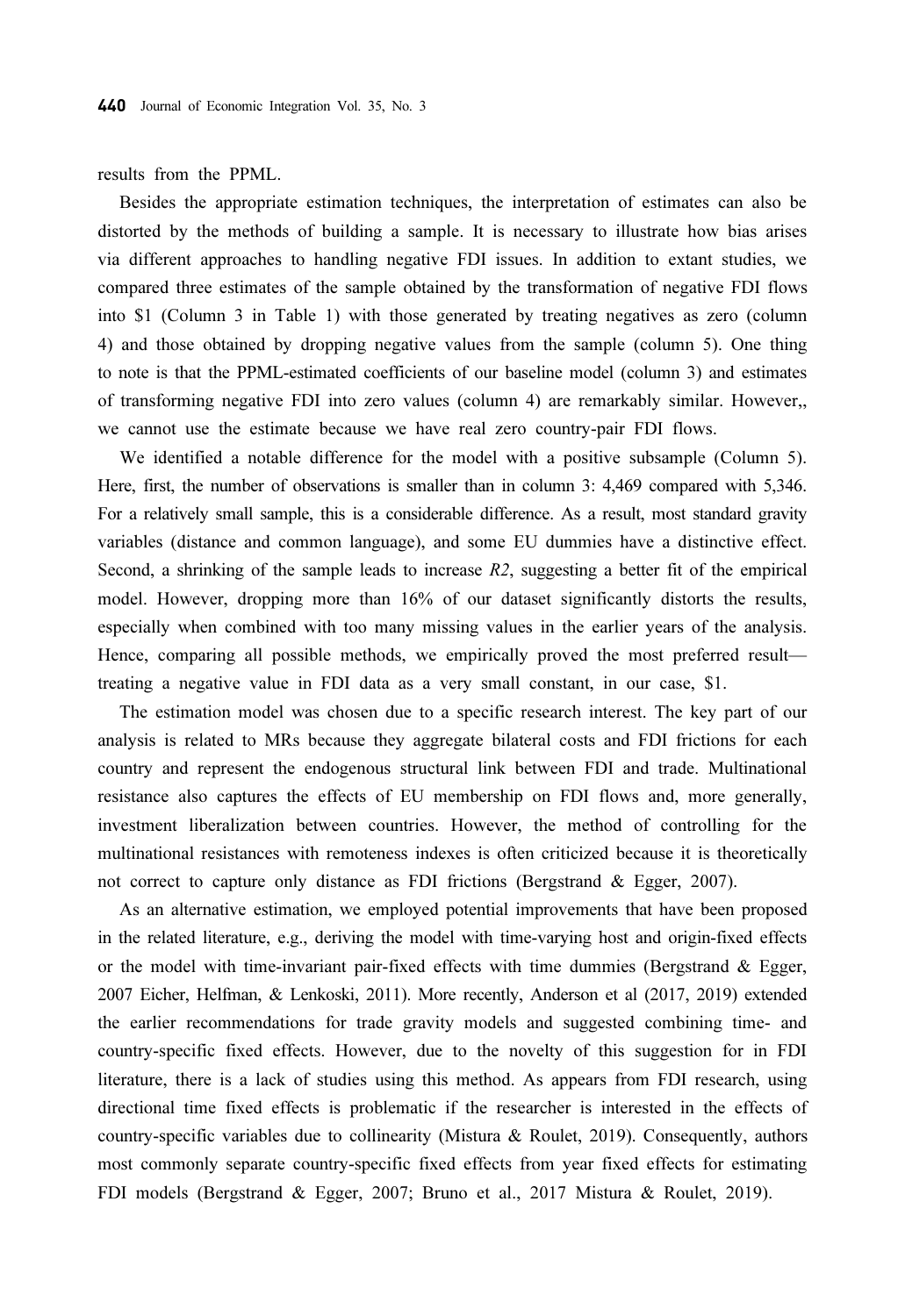results from the PPML.

Besides the appropriate estimation techniques, the interpretation of estimates can also be distorted by the methods of building a sample. It is necessary to illustrate how bias arises via different approaches to handling negative FDI issues. In addition to extant studies, we compared three estimates of the sample obtained by the transformation of negative FDI flows into $1 (Column 3 in Table 1) with those generated by treating negatives as zero (column 4) and those obtained by dropping negative values from the sample (column 5). One thing to note is that the PPML-estimated coefficients of our baseline model (column 3) and estimates of transforming negative FDI into zero values (column 4) are remarkably similar. However,, we cannot use the estimate because we have real zero country-pair FDI flows.

We identified a notable difference for the model with a positive subsample (Column 5). Here, first, the number of observations is smaller than in column 3: 4,469 compared with 5,346. For a relatively small sample, this is a considerable difference. As a result, most standard gravity variables (distance and common language), and some EU dummies have a distinctive effect. Second, a shrinking of the sample leads to increase *R2*, suggesting a better fit of the empirical model. However, dropping more than 16% of our dataset significantly distorts the results, especially when combined with too many missing values in the earlier years of the analysis. Hence, comparing all possible methods, we empirically proved the most preferred result—treating a negative value in FDI data as a very small constant, in our case, $1.

The estimation model was chosen due to a specific research interest. The key part of our analysis is related to MRs because they aggregate bilateral costs and FDI frictions for each country and represent the endogenous structural link between FDI and trade. Multinational resistance also captures the effects of EU membership on FDI flows and, more generally, investment liberalization between countries. However, the method of controlling for the multinational resistances with remoteness indexes is often criticized because it is theoretically not correct to capture only distance as FDI frictions (Bergstrand & Egger, 2007).

As an alternative estimation, we employed potential improvements that have been proposed in the related literature, e.g., deriving the model with time-varying host and origin-fixed effects or the model with time-invariant pair-fixed effects with time dummies (Bergstrand & Egger, 2007 Eicher, Helfman, & Lenkoski, 2011). More recently, Anderson et al (2017, 2019) extended the earlier recommendations for trade gravity models and suggested combining time- and country-specific fixed effects. However, due to the novelty of this suggestion for in FDI literature, there is a lack of studies using this method. As appears from FDI research, using directional time fixed effects is problematic if the researcher is interested in the effects of country-specific variables due to collinearity (Mistura & Roulet, 2019). Consequently, authors most commonly separate country-specific fixed effects from year fixed effects for estimating FDI models (Bergstrand & Egger, 2007; Bruno et al., 2017 Mistura & Roulet, 2019).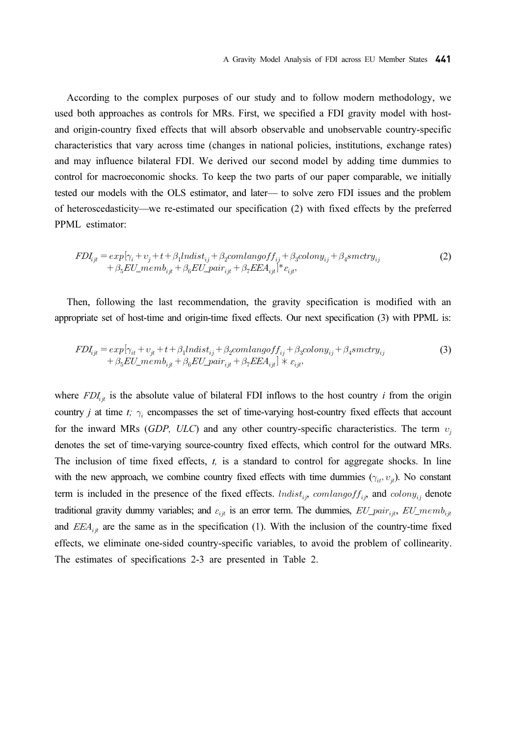According to the complex purposes of our study and to follow modern methodology, we used both approaches as controls for MRs. First, we specified a FDI gravity model with host- and origin-country fixed effects that will absorb observable and unobservable country-specific characteristics that vary across time (changes in national policies, institutions, exchange rates) and may influence bilateral FDI. We derived our second model by adding time dummies to control for macroeconomic shocks. To keep the two parts of our paper comparable, we initially tested our models with the OLS estimator, and later— to solve zero FDI issues and the problem of heteroscedasticity—we re-estimated our specification (2) with fixed effects by the preferred PPML estimator:

$$FDI_{ijt} = exp[\gamma_i + \upsilon_j + t + \beta_1 lndist_{ij} + \beta_2 comlangoff_{ij} + \beta_3 colony_{ij} + \beta_4 smctry_{ij} + \beta_5 EU\_memb_{ijt} + \beta_6 EU\_pair_{ijt} + \beta_7 EEA_{ijt}] * \varepsilon_{ijt}, \tag{2}$$

Then, following the last recommendation, the gravity specification is modified with an appropriate set of host-time and origin-time fixed effects. Our next specification (3) with PPML is:

$$FDI_{ijt} = exp[\gamma_{it} + \upsilon_{jt} + t + \beta_1 lndist_{ij} + \beta_2 comlangoff_{ij} + \beta_3 colony_{ij} + \beta_4 smctry_{ij} + \beta_5 EU\_memb_{ijt} + \beta_6 EU\_pair_{ijt} + \beta_7 EEA_{ijt}] * \varepsilon_{ijt}, \tag{3}$$

where $FDI_{ijt}$ is the absolute value of bilateral FDI inflows to the host country *i* from the origin country *j* at time *t;* $\gamma_i$ encompasses the set of time-varying host-country fixed effects that account for the inward MRs (*GDP, ULC*) and any other country-specific characteristics. The term $\upsilon_j$ denotes the set of time-varying source-country fixed effects, which control for the outward MRs. The inclusion of time fixed effects, *t,* is a standard to control for aggregate shocks. In line with the new approach, we combine country fixed effects with time dummies ($\gamma_{it}, \upsilon_{jt}$). No constant term is included in the presence of the fixed effects. $lndist_{ij}$, $comlangoff_{ij}$, and $colony_{ij}$ denote traditional gravity dummy variables; and $\varepsilon_{ijt}$ is an error term. The dummies, $EU\_pair_{ijt}$, $EU\_memb_{ijt}$ and $EEA_{ijt}$ are the same as in the specification (1). With the inclusion of the country-time fixed effects, we eliminate one-sided country-specific variables, to avoid the problem of collinearity. The estimates of specifications 2-3 are presented in Table 2.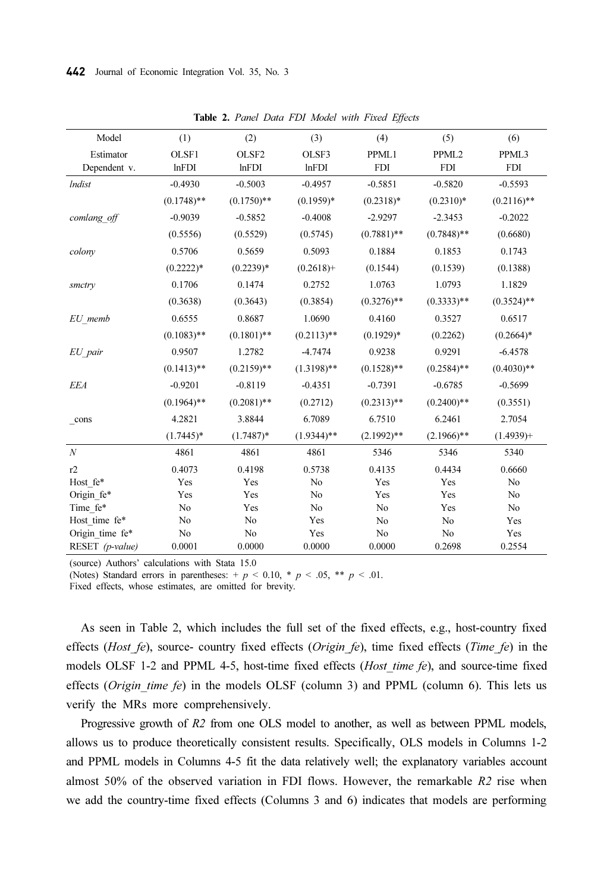**Table 2.** *Panel Data FDI Model with Fixed Effects*

| Model | (1) | (2) | (3) | (4) | (5) | (6) |
|---|---|---|---|---|---|---|
| Estimator | OLSF1 | OLSF2 | OLSF3 | PPML1 | PPML2 | PPML3 |
| Dependent v. | lnFDI | lnFDI | lnFDI | FDI | FDI | FDI |
| *lndist* | -0.4930 | -0.5003 | -0.4957 | -0.5851 | -0.5820 | -0.5593 |
| | (0.1748)** | (0.1750)** | (0.1959)* | (0.2318)* | (0.2310)* | (0.2116)** |
| *comlang_off* | -0.9039 | -0.5852 | -0.4008 | -2.9297 | -2.3453 | -0.2022 |
| | (0.5556) | (0.5529) | (0.5745) | (0.7881)** | (0.7848)** | (0.6680) |
| *colony* | 0.5706 | 0.5659 | 0.5093 | 0.1884 | 0.1853 | 0.1743 |
| | (0.2222)* | (0.2239)* | (0.2618)+ | (0.1544) | (0.1539) | (0.1388) |
| *smctry* | 0.1706 | 0.1474 | 0.2752 | 1.0763 | 1.0793 | 1.1829 |
| | (0.3638) | (0.3643) | (0.3854) | (0.3276)** | (0.3333)** | (0.3524)** |
| *EU_memb* | 0.6555 | 0.8687 | 1.0690 | 0.4160 | 0.3527 | 0.6517 |
| | (0.1083)** | (0.1801)** | (0.2113)** | (0.1929)* | (0.2262) | (0.2664)* |
| *EU_pair* | 0.9507 | 1.2782 | -4.7474 | 0.9238 | 0.9291 | -6.4578 |
| | (0.1413)** | (0.2159)** | (1.3198)** | (0.1528)** | (0.2584)** | (0.4030)** |
| *EEA* | -0.9201 | -0.8119 | -0.4351 | -0.7391 | -0.6785 | -0.5699 |
| | (0.1964)** | (0.2081)** | (0.2712) | (0.2313)** | (0.2400)** | (0.3551) |
| _cons | 4.2821 | 3.8844 | 6.7089 | 6.7510 | 6.2461 | 2.7054 |
| | (1.7445)* | (1.7487)* | (1.9344)** | (2.1992)** | (2.1966)** | (1.4939)+ |
| *N* | 4861 | 4861 | 4861 | 5346 | 5346 | 5340 |
| r2 | 0.4073 | 0.4198 | 0.5738 | 0.4135 | 0.4434 | 0.6660 |
| Host_fe* | Yes | Yes | No | Yes | Yes | No |
| Origin_fe* | Yes | Yes | No | Yes | Yes | No |
| Time_fe* | No | Yes | No | No | Yes | No |
| Host_time fe* | No | No | Yes | No | No | Yes |
| Origin_time fe* | No | No | Yes | No | No | Yes |
| RESET *(p-value)* | 0.0001 | 0.0000 | 0.0000 | 0.0000 | 0.2698 | 0.2554 |

(source) Authors' calculations with Stata 15.0

(Notes) Standard errors in parentheses: + $p < 0.10$, * $p < .05$, ** $p < .01$.

Fixed effects, whose estimates, are omitted for brevity.

As seen in Table 2, which includes the full set of the fixed effects, e.g., host-country fixed effects (*Host_fe*), source- country fixed effects (*Origin_fe*), time fixed effects (*Time_fe*) in the models OLSF 1-2 and PPML 4-5, host-time fixed effects (*Host_time fe*), and source-time fixed effects (*Origin_time fe*) in the models OLSF (column 3) and PPML (column 6). This lets us verify the MRs more comprehensively.

Progressive growth of *R2* from one OLS model to another, as well as between PPML models, allows us to produce theoretically consistent results. Specifically, OLS models in Columns 1-2 and PPML models in Columns 4-5 fit the data relatively well; the explanatory variables account almost 50% of the observed variation in FDI flows. However, the remarkable *R2* rise when we add the country-time fixed effects (Columns 3 and 6) indicates that models are performing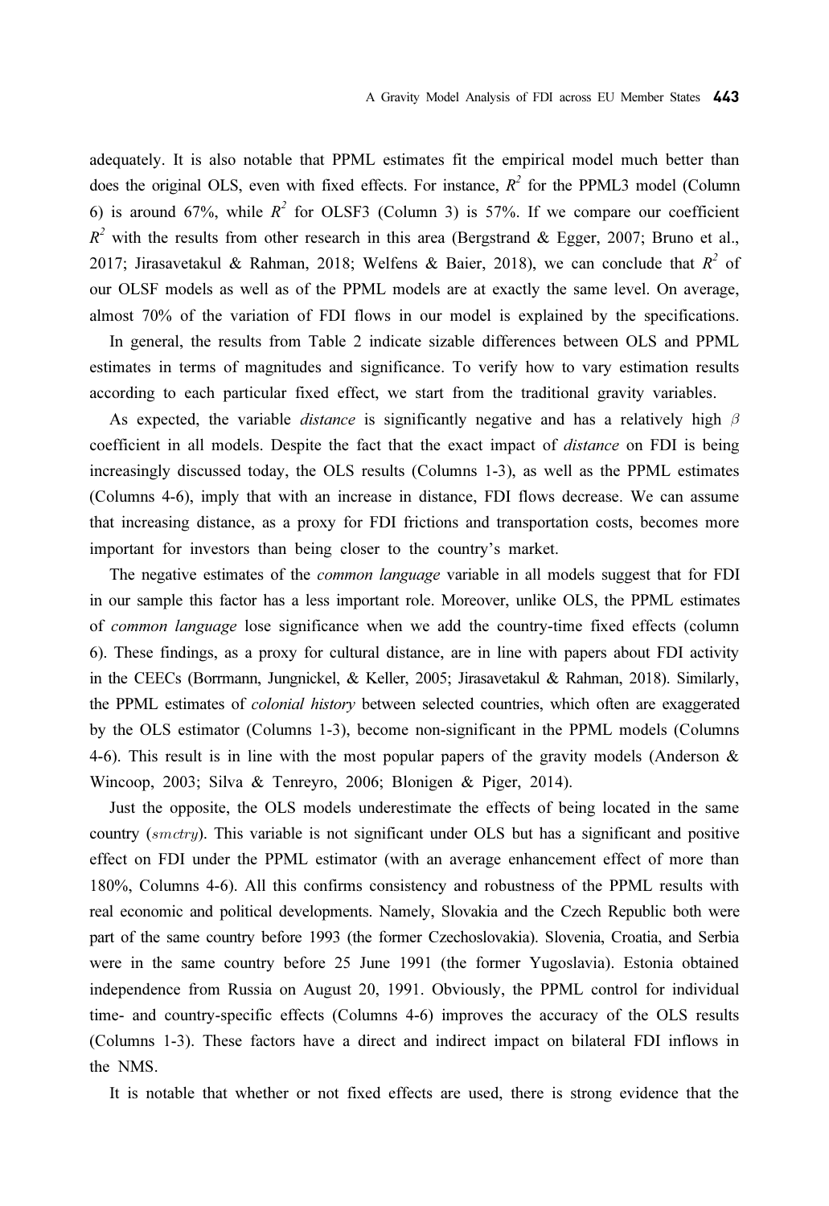adequately. It is also notable that PPML estimates fit the empirical model much better than does the original OLS, even with fixed effects. For instance, $R^2$ for the PPML3 model (Column 6) is around 67%, while $R^2$ for OLSF3 (Column 3) is 57%. If we compare our coefficient $R^2$ with the results from other research in this area (Bergstrand & Egger, 2007; Bruno et al., 2017; Jirasavetakul & Rahman, 2018; Welfens & Baier, 2018), we can conclude that $R^2$ of our OLSF models as well as of the PPML models are at exactly the same level. On average, almost 70% of the variation of FDI flows in our model is explained by the specifications.

In general, the results from Table 2 indicate sizable differences between OLS and PPML estimates in terms of magnitudes and significance. To verify how to vary estimation results according to each particular fixed effect, we start from the traditional gravity variables.

As expected, the variable *distance* is significantly negative and has a relatively high $\beta$ coefficient in all models. Despite the fact that the exact impact of *distance* on FDI is being increasingly discussed today, the OLS results (Columns 1-3), as well as the PPML estimates (Columns 4-6), imply that with an increase in distance, FDI flows decrease. We can assume that increasing distance, as a proxy for FDI frictions and transportation costs, becomes more important for investors than being closer to the country's market.

The negative estimates of the *common language* variable in all models suggest that for FDI in our sample this factor has a less important role. Moreover, unlike OLS, the PPML estimates of *common language* lose significance when we add the country-time fixed effects (column 6). These findings, as a proxy for cultural distance, are in line with papers about FDI activity in the CEECs (Borrmann, Jungnickel, & Keller, 2005; Jirasavetakul & Rahman, 2018). Similarly, the PPML estimates of *colonial history* between selected countries, which often are exaggerated by the OLS estimator (Columns 1-3), become non-significant in the PPML models (Columns 4-6). This result is in line with the most popular papers of the gravity models (Anderson & Wincoop, 2003; Silva & Tenreyro, 2006; Blonigen & Piger, 2014).

Just the opposite, the OLS models underestimate the effects of being located in the same country ($smctry$). This variable is not significant under OLS but has a significant and positive effect on FDI under the PPML estimator (with an average enhancement effect of more than 180%, Columns 4-6). All this confirms consistency and robustness of the PPML results with real economic and political developments. Namely, Slovakia and the Czech Republic both were part of the same country before 1993 (the former Czechoslovakia). Slovenia, Croatia, and Serbia were in the same country before 25 June 1991 (the former Yugoslavia). Estonia obtained independence from Russia on August 20, 1991. Obviously, the PPML control for individual time- and country-specific effects (Columns 4-6) improves the accuracy of the OLS results (Columns 1-3). These factors have a direct and indirect impact on bilateral FDI inflows in the NMS.

It is notable that whether or not fixed effects are used, there is strong evidence that the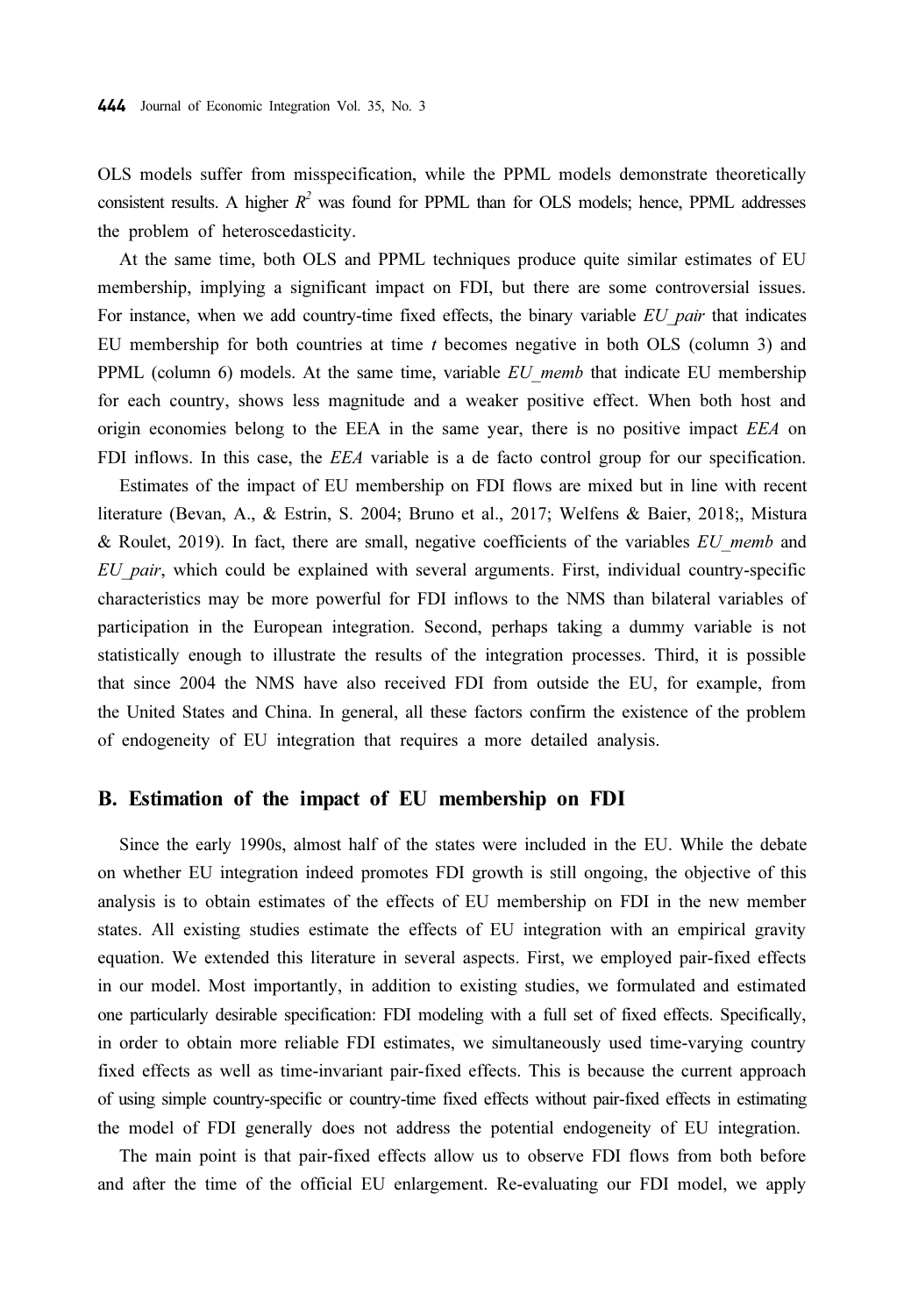OLS models suffer from misspecification, while the PPML models demonstrate theoretically consistent results. A higher $R^2$ was found for PPML than for OLS models; hence, PPML addresses the problem of heteroscedasticity.

At the same time, both OLS and PPML techniques produce quite similar estimates of EU membership, implying a significant impact on FDI, but there are some controversial issues. For instance, when we add country-time fixed effects, the binary variable *EU_pair* that indicates EU membership for both countries at time *t* becomes negative in both OLS (column 3) and PPML (column 6) models. At the same time, variable *EU_memb* that indicate EU membership for each country, shows less magnitude and a weaker positive effect. When both host and origin economies belong to the EEA in the same year, there is no positive impact *EEA* on FDI inflows. In this case, the *EEA* variable is a de facto control group for our specification.

Estimates of the impact of EU membership on FDI flows are mixed but in line with recent literature (Bevan, A., & Estrin, S. 2004; Bruno et al., 2017; Welfens & Baier, 2018;, Mistura & Roulet, 2019). In fact, there are small, negative coefficients of the variables *EU_memb* and *EU_pair*, which could be explained with several arguments. First, individual country-specific characteristics may be more powerful for FDI inflows to the NMS than bilateral variables of participation in the European integration. Second, perhaps taking a dummy variable is not statistically enough to illustrate the results of the integration processes. Third, it is possible that since 2004 the NMS have also received FDI from outside the EU, for example, from the United States and China. In general, all these factors confirm the existence of the problem of endogeneity of EU integration that requires a more detailed analysis.

## B. Estimation of the impact of EU membership on FDI

Since the early 1990s, almost half of the states were included in the EU. While the debate on whether EU integration indeed promotes FDI growth is still ongoing, the objective of this analysis is to obtain estimates of the effects of EU membership on FDI in the new member states. All existing studies estimate the effects of EU integration with an empirical gravity equation. We extended this literature in several aspects. First, we employed pair-fixed effects in our model. Most importantly, in addition to existing studies, we formulated and estimated one particularly desirable specification: FDI modeling with a full set of fixed effects. Specifically, in order to obtain more reliable FDI estimates, we simultaneously used time-varying country fixed effects as well as time-invariant pair-fixed effects. This is because the current approach of using simple country-specific or country-time fixed effects without pair-fixed effects in estimating the model of FDI generally does not address the potential endogeneity of EU integration.

The main point is that pair-fixed effects allow us to observe FDI flows from both before and after the time of the official EU enlargement. Re-evaluating our FDI model, we apply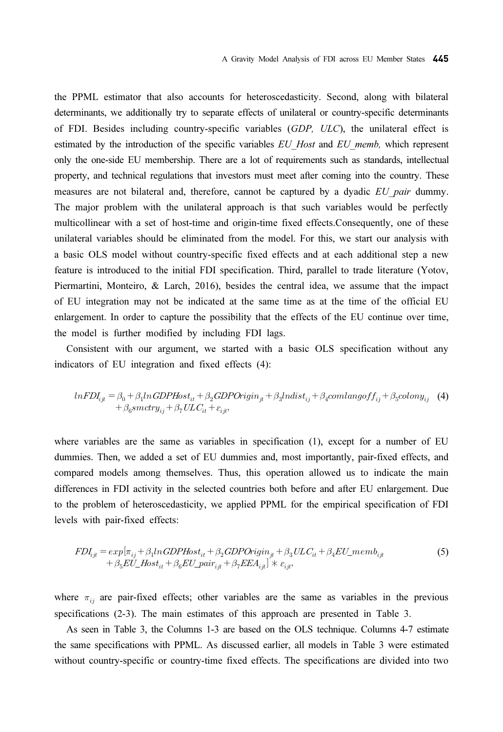the PPML estimator that also accounts for heteroscedasticity. Second, along with bilateral determinants, we additionally try to separate effects of unilateral or country-specific determinants of FDI. Besides including country-specific variables (*GDP, ULC*), the unilateral effect is estimated by the introduction of the specific variables *EU_Host* and *EU_memb,* which represent only the one-side EU membership. There are a lot of requirements such as standards, intellectual property, and technical regulations that investors must meet after coming into the country. These measures are not bilateral and, therefore, cannot be captured by a dyadic *EU_pair* dummy. The major problem with the unilateral approach is that such variables would be perfectly multicollinear with a set of host-time and origin-time fixed effects.Consequently, one of these unilateral variables should be eliminated from the model. For this, we start our analysis with a basic OLS model without country-specific fixed effects and at each additional step a new feature is introduced to the initial FDI specification. Third, parallel to trade literature (Yotov, Piermartini, Monteiro, & Larch, 2016), besides the central idea, we assume that the impact of EU integration may not be indicated at the same time as at the time of the official EU enlargement. In order to capture the possibility that the effects of the EU continue over time, the model is further modified by including FDI lags.

Consistent with our argument, we started with a basic OLS specification without any indicators of EU integration and fixed effects (4):

$$lnFDI_{ijt} = \beta_0 + \beta_1 lnGDPHost_{it} + \beta_2 GDPOrigin_{jt} + \beta_3 lndist_{ij} + \beta_4 comlangoff_{ij} + \beta_5 colony_{ij} + \beta_6 smctry_{ij} + \beta_7 ULC_{it} + \varepsilon_{ijt}, \quad (4)$$

where variables are the same as variables in specification (1), except for a number of EU dummies. Then, we added a set of EU dummies and, most importantly, pair-fixed effects, and compared models among themselves. Thus, this operation allowed us to indicate the main differences in FDI activity in the selected countries both before and after EU enlargement. Due to the problem of heteroscedasticity, we applied PPML for the empirical specification of FDI levels with pair-fixed effects:

$$FDI_{ijt} = exp[\pi_{ij} + \beta_1 lnGDPHost_{it} + \beta_2 GDPOrigin_{jt} + \beta_3 ULC_{it} + \beta_4 EU\_memb_{ijt} + \beta_5 EU\_Host_{it} + \beta_6 EU\_pair_{ijt} + \beta_7 EEA_{ijt}] * \varepsilon_{ijt}, \quad (5)$$

where $\pi_{ij}$ are pair-fixed effects; other variables are the same as variables in the previous specifications (2-3). The main estimates of this approach are presented in Table 3.

As seen in Table 3, the Columns 1-3 are based on the OLS technique. Columns 4-7 estimate the same specifications with PPML. As discussed earlier, all models in Table 3 were estimated without country-specific or country-time fixed effects. The specifications are divided into two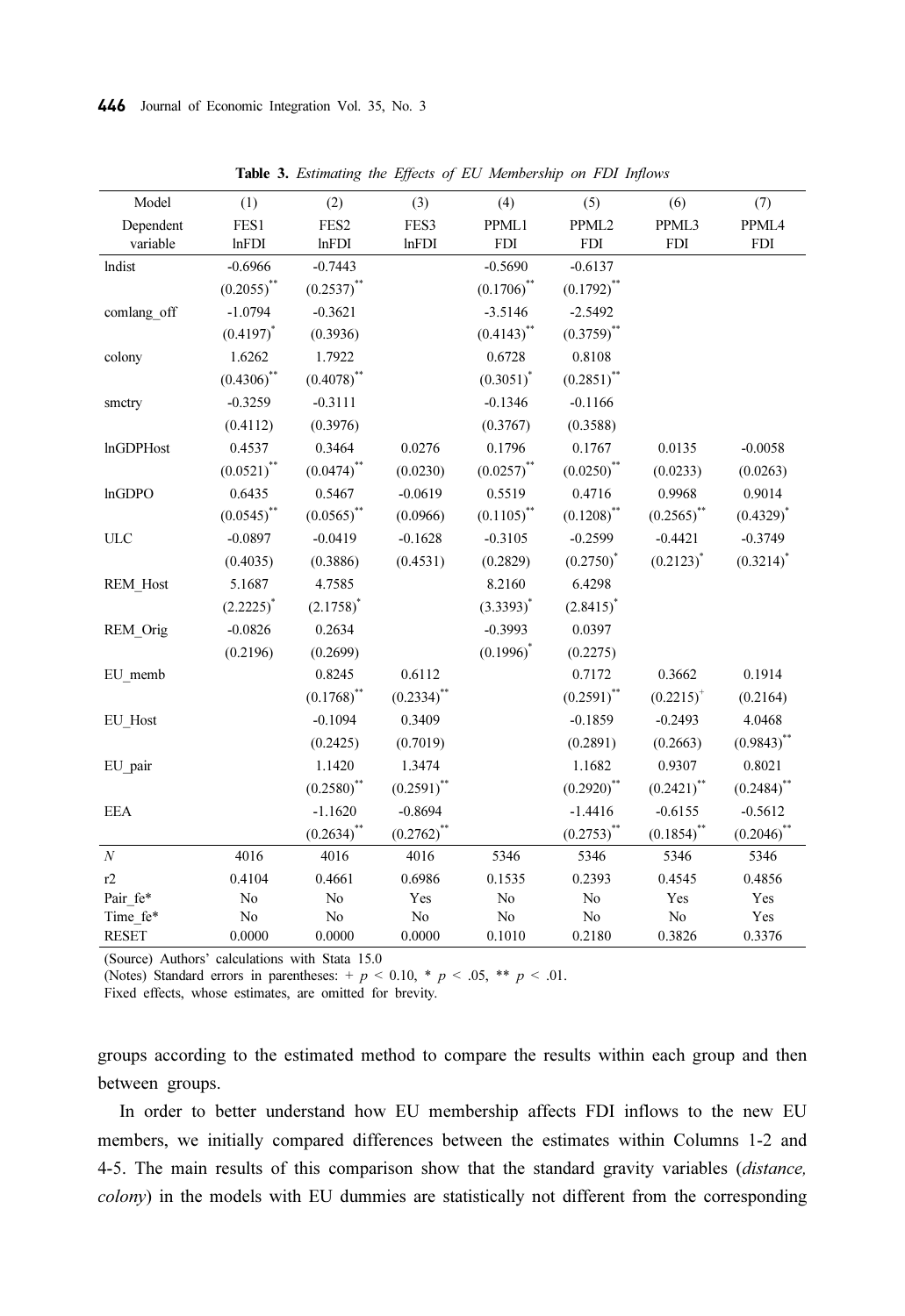**Table 3.** *Estimating the Effects of EU Membership on FDI Inflows*

| Model | (1) | (2) | (3) | (4) | (5) | (6) | (7) |
|---|---|---|---|---|---|---|---|
| Dependent variable | FES1 lnFDI | FES2 lnFDI | FES3 lnFDI | PPML1 FDI | PPML2 FDI | PPML3 FDI | PPML4 FDI |
| lndist | -0.6966 | -0.7443 | | -0.5690 | -0.6137 | | |
| | (0.2055)** | (0.2537)** | | (0.1706)** | (0.1792)** | | |
| comlang_off | -1.0794 | -0.3621 | | -3.5146 | -2.5492 | | |
| | (0.4197)* | (0.3936) | | (0.4143)** | (0.3759)** | | |
| colony | 1.6262 | 1.7922 | | 0.6728 | 0.8108 | | |
| | (0.4306)** | (0.4078)** | | (0.3051)* | (0.2851)** | | |
| smctry | -0.3259 | -0.3111 | | -0.1346 | -0.1166 | | |
| | (0.4112) | (0.3976) | | (0.3767) | (0.3588) | | |
| lnGDPHost | 0.4537 | 0.3464 | 0.0276 | 0.1796 | 0.1767 | 0.0135 | -0.0058 |
| | (0.0521)** | (0.0474)** | (0.0230) | (0.0257)** | (0.0250)** | (0.0233) | (0.0263) |
| lnGDPO | 0.6435 | 0.5467 | -0.0619 | 0.5519 | 0.4716 | 0.9968 | 0.9014 |
| | (0.0545)** | (0.0565)** | (0.0966) | (0.1105)** | (0.1208)** | (0.2565)** | (0.4329)* |
| ULC | -0.0897 | -0.0419 | -0.1628 | -0.3105 | -0.2599 | -0.4421 | -0.3749 |
| | (0.4035) | (0.3886) | (0.4531) | (0.2829) | (0.2750)* | (0.2123)* | (0.3214)* |
| REM_Host | 5.1687 | 4.7585 | | 8.2160 | 6.4298 | | |
| | (2.2225)* | (2.1758)* | | (3.3393)* | (2.8415)* | | |
| REM_Orig | -0.0826 | 0.2634 | | -0.3993 | 0.0397 | | |
| | (0.2196) | (0.2699) | | (0.1996)* | (0.2275) | | |
| EU_memb | | 0.8245 | 0.6112 | | 0.7172 | 0.3662 | 0.1914 |
| | | (0.1768)** | (0.2334)** | | (0.2591)** | (0.2215)+ | (0.2164) |
| EU_Host | | -0.1094 | 0.3409 | | -0.1859 | -0.2493 | 4.0468 |
| | | (0.2425) | (0.7019) | | (0.2891) | (0.2663) | (0.9843)** |
| EU_pair | | 1.1420 | 1.3474 | | 1.1682 | 0.9307 | 0.8021 |
| | | (0.2580)** | (0.2591)** | | (0.2920)** | (0.2421)** | (0.2484)** |
| EEA | | -1.1620 | -0.8694 | | -1.4416 | -0.6155 | -0.5612 |
| | | (0.2634)** | (0.2762)** | | (0.2753)** | (0.1854)** | (0.2046)** |
| $N$ | 4016 | 4016 | 4016 | 5346 | 5346 | 5346 | 5346 |
| r2 | 0.4104 | 0.4661 | 0.6986 | 0.1535 | 0.2393 | 0.4545 | 0.4856 |
| Pair_fe* | No | No | Yes | No | No | Yes | Yes |
| Time_fe* | No | No | No | No | No | No | Yes |
| RESET | 0.0000 | 0.0000 | 0.0000 | 0.1010 | 0.2180 | 0.3826 | 0.3376 |

(Source) Authors' calculations with Stata 15.0

(Notes) Standard errors in parentheses: + $p < 0.10$, * $p < .05$, ** $p < .01$.

Fixed effects, whose estimates, are omitted for brevity.

groups according to the estimated method to compare the results within each group and then between groups.

In order to better understand how EU membership affects FDI inflows to the new EU members, we initially compared differences between the estimates within Columns 1-2 and 4-5. The main results of this comparison show that the standard gravity variables (*distance, colony*) in the models with EU dummies are statistically not different from the corresponding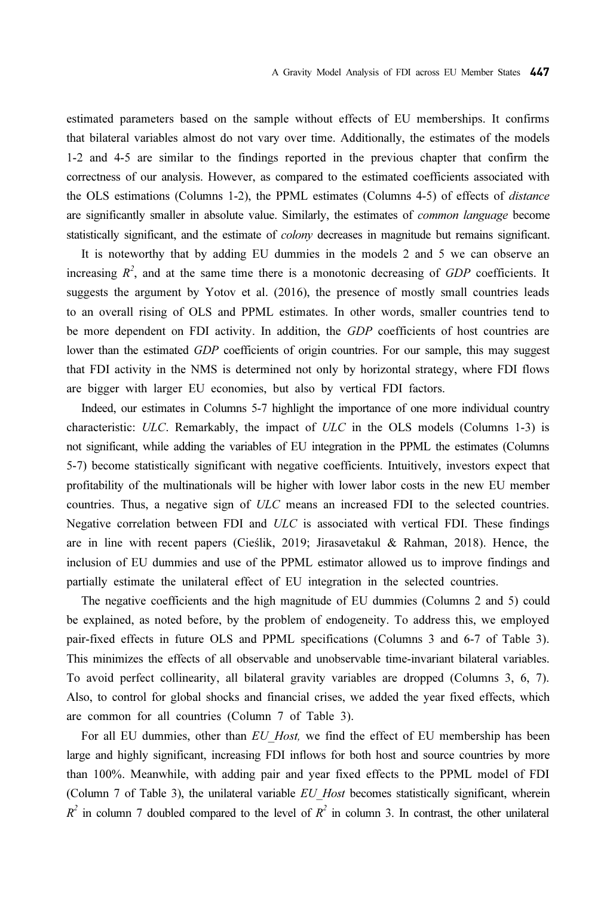estimated parameters based on the sample without effects of EU memberships. It confirms that bilateral variables almost do not vary over time. Additionally, the estimates of the models 1-2 and 4-5 are similar to the findings reported in the previous chapter that confirm the correctness of our analysis. However, as compared to the estimated coefficients associated with the OLS estimations (Columns 1-2), the PPML estimates (Columns 4-5) of effects of *distance* are significantly smaller in absolute value. Similarly, the estimates of *common language* become statistically significant, and the estimate of *colony* decreases in magnitude but remains significant.

It is noteworthy that by adding EU dummies in the models 2 and 5 we can observe an increasing $R^2$, and at the same time there is a monotonic decreasing of *GDP* coefficients. It suggests the argument by Yotov et al. (2016), the presence of mostly small countries leads to an overall rising of OLS and PPML estimates. In other words, smaller countries tend to be more dependent on FDI activity. In addition, the *GDP* coefficients of host countries are lower than the estimated *GDP* coefficients of origin countries. For our sample, this may suggest that FDI activity in the NMS is determined not only by horizontal strategy, where FDI flows are bigger with larger EU economies, but also by vertical FDI factors.

Indeed, our estimates in Columns 5-7 highlight the importance of one more individual country characteristic: *ULC*. Remarkably, the impact of *ULC* in the OLS models (Columns 1-3) is not significant, while adding the variables of EU integration in the PPML the estimates (Columns 5-7) become statistically significant with negative coefficients. Intuitively, investors expect that profitability of the multinationals will be higher with lower labor costs in the new EU member countries. Thus, a negative sign of *ULC* means an increased FDI to the selected countries. Negative correlation between FDI and *ULC* is associated with vertical FDI. These findings are in line with recent papers (Cieślik, 2019; Jirasavetakul & Rahman, 2018). Hence, the inclusion of EU dummies and use of the PPML estimator allowed us to improve findings and partially estimate the unilateral effect of EU integration in the selected countries.

The negative coefficients and the high magnitude of EU dummies (Columns 2 and 5) could be explained, as noted before, by the problem of endogeneity. To address this, we employed pair-fixed effects in future OLS and PPML specifications (Columns 3 and 6-7 of Table 3). This minimizes the effects of all observable and unobservable time-invariant bilateral variables. To avoid perfect collinearity, all bilateral gravity variables are dropped (Columns 3, 6, 7). Also, to control for global shocks and financial crises, we added the year fixed effects, which are common for all countries (Column 7 of Table 3).

For all EU dummies, other than *EU_Host,* we find the effect of EU membership has been large and highly significant, increasing FDI inflows for both host and source countries by more than 100%. Meanwhile, with adding pair and year fixed effects to the PPML model of FDI (Column 7 of Table 3), the unilateral variable *EU_Host* becomes statistically significant, wherein $R^2$ in column 7 doubled compared to the level of $R^2$ in column 3. In contrast, the other unilateral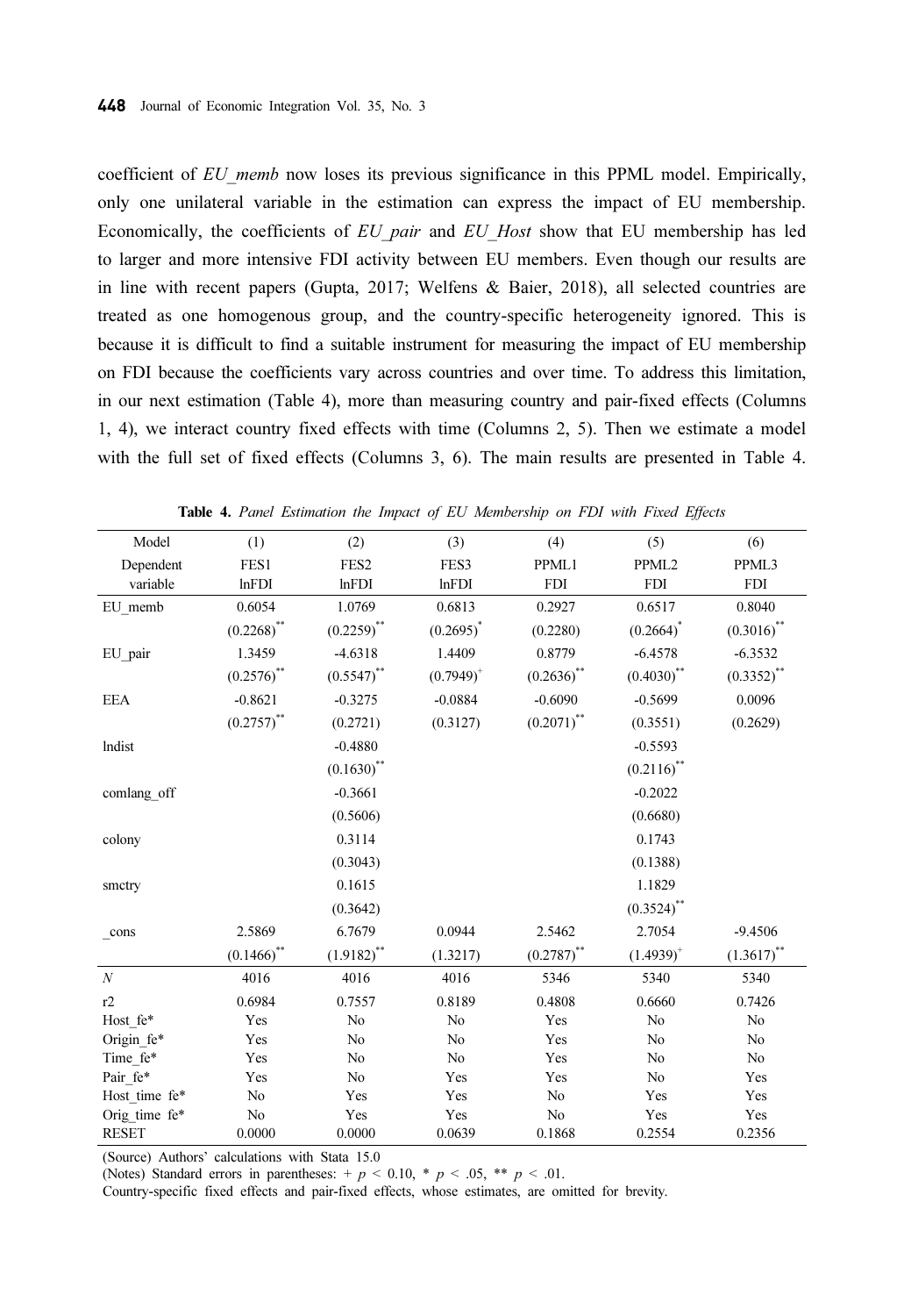coefficient of *EU_memb* now loses its previous significance in this PPML model. Empirically, only one unilateral variable in the estimation can express the impact of EU membership. Economically, the coefficients of *EU_pair* and *EU_Host* show that EU membership has led to larger and more intensive FDI activity between EU members. Even though our results are in line with recent papers (Gupta, 2017; Welfens & Baier, 2018), all selected countries are treated as one homogenous group, and the country-specific heterogeneity ignored. This is because it is difficult to find a suitable instrument for measuring the impact of EU membership on FDI because the coefficients vary across countries and over time. To address this limitation, in our next estimation (Table 4), more than measuring country and pair-fixed effects (Columns 1, 4), we interact country fixed effects with time (Columns 2, 5). Then we estimate a model with the full set of fixed effects (Columns 3, 6). The main results are presented in Table 4.

**Table 4.** *Panel Estimation the Impact of EU Membership on FDI with Fixed Effects*

| Model | (1) | (2) | (3) | (4) | (5) | (6) |
|---|---|---|---|---|---|---|
| Dependent variable | FES1 lnFDI | FES2 lnFDI | FES3 lnFDI | PPML1 FDI | PPML2 FDI | PPML3 FDI |
| EU_memb | 0.6054 | 1.0769 | 0.6813 | 0.2927 | 0.6517 | 0.8040 |
| | (0.2268)** | (0.2259)** | (0.2695)* | (0.2280) | (0.2664)* | (0.3016)** |
| EU_pair | 1.3459 | -4.6318 | 1.4409 | 0.8779 | -6.4578 | -6.3532 |
| | (0.2576)** | (0.5547)** | (0.7949)+ | (0.2636)** | (0.4030)** | (0.3352)** |
| EEA | -0.8621 | -0.3275 | -0.0884 | -0.6090 | -0.5699 | 0.0096 |
| | (0.2757)** | (0.2721) | (0.3127) | (0.2071)** | (0.3551) | (0.2629) |
| lndist | | -0.4880 | | | -0.5593 | |
| | | (0.1630)** | | | (0.2116)** | |
| comlang_off | | -0.3661 | | | -0.2022 | |
| | | (0.5606) | | | (0.6680) | |
| colony | | 0.3114 | | | 0.1743 | |
| | | (0.3043) | | | (0.1388) | |
| smctry | | 0.1615 | | | 1.1829 | |
| | | (0.3642) | | | (0.3524)** | |
| _cons | 2.5869 | 6.7679 | 0.0944 | 2.5462 | 2.7054 | -9.4506 |
| | (0.1466)** | (1.9182)** | (1.3217) | (0.2787)** | (1.4939)+ | (1.3617)** |
| *N* | 4016 | 4016 | 4016 | 5346 | 5340 | 5340 |
| r2 | 0.6984 | 0.7557 | 0.8189 | 0.4808 | 0.6660 | 0.7426 |
| Host_fe* | Yes | No | No | Yes | No | No |
| Origin_fe* | Yes | No | No | Yes | No | No |
| Time_fe* | Yes | No | No | Yes | No | No |
| Pair_fe* | Yes | No | Yes | Yes | No | Yes |
| Host_time fe* | No | Yes | Yes | No | Yes | Yes |
| Orig_time fe* | No | Yes | Yes | No | Yes | Yes |
| RESET | 0.0000 | 0.0000 | 0.0639 | 0.1868 | 0.2554 | 0.2356 |

(Source) Authors' calculations with Stata 15.0

(Notes) Standard errors in parentheses: + $p < 0.10$, * $p < .05$, ** $p < .01$.

Country-specific fixed effects and pair-fixed effects, whose estimates, are omitted for brevity.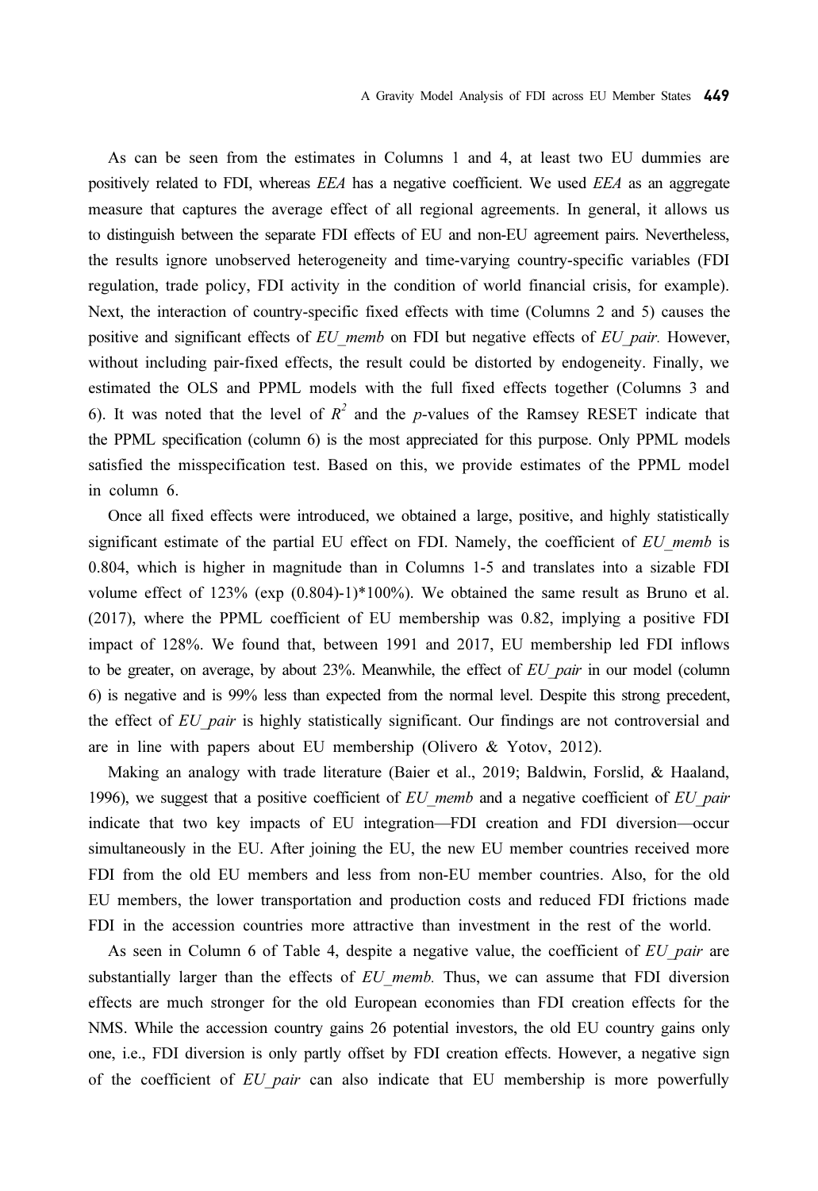As can be seen from the estimates in Columns 1 and 4, at least two EU dummies are positively related to FDI, whereas *EEA* has a negative coefficient. We used *EEA* as an aggregate measure that captures the average effect of all regional agreements. In general, it allows us to distinguish between the separate FDI effects of EU and non-EU agreement pairs. Nevertheless, the results ignore unobserved heterogeneity and time-varying country-specific variables (FDI regulation, trade policy, FDI activity in the condition of world financial crisis, for example). Next, the interaction of country-specific fixed effects with time (Columns 2 and 5) causes the positive and significant effects of *EU_memb* on FDI but negative effects of *EU_pair.* However, without including pair-fixed effects, the result could be distorted by endogeneity. Finally, we estimated the OLS and PPML models with the full fixed effects together (Columns 3 and 6). It was noted that the level of $R^2$ and the *p*-values of the Ramsey RESET indicate that the PPML specification (column 6) is the most appreciated for this purpose. Only PPML models satisfied the misspecification test. Based on this, we provide estimates of the PPML model in column 6.

Once all fixed effects were introduced, we obtained a large, positive, and highly statistically significant estimate of the partial EU effect on FDI. Namely, the coefficient of *EU_memb* is 0.804, which is higher in magnitude than in Columns 1-5 and translates into a sizable FDI volume effect of 123% (exp (0.804)-1)*100%). We obtained the same result as Bruno et al. (2017), where the PPML coefficient of EU membership was 0.82, implying a positive FDI impact of 128%. We found that, between 1991 and 2017, EU membership led FDI inflows to be greater, on average, by about 23%. Meanwhile, the effect of *EU_pair* in our model (column 6) is negative and is 99% less than expected from the normal level. Despite this strong precedent, the effect of *EU_pair* is highly statistically significant. Our findings are not controversial and are in line with papers about EU membership (Olivero & Yotov, 2012).

Making an analogy with trade literature (Baier et al., 2019; Baldwin, Forslid, & Haaland, 1996), we suggest that a positive coefficient of *EU_memb* and a negative coefficient of *EU_pair* indicate that two key impacts of EU integration—FDI creation and FDI diversion—occur simultaneously in the EU. After joining the EU, the new EU member countries received more FDI from the old EU members and less from non-EU member countries. Also, for the old EU members, the lower transportation and production costs and reduced FDI frictions made FDI in the accession countries more attractive than investment in the rest of the world.

As seen in Column 6 of Table 4, despite a negative value, the coefficient of *EU_pair* are substantially larger than the effects of *EU_memb.* Thus, we can assume that FDI diversion effects are much stronger for the old European economies than FDI creation effects for the NMS. While the accession country gains 26 potential investors, the old EU country gains only one, i.e., FDI diversion is only partly offset by FDI creation effects. However, a negative sign of the coefficient of *EU_pair* can also indicate that EU membership is more powerfully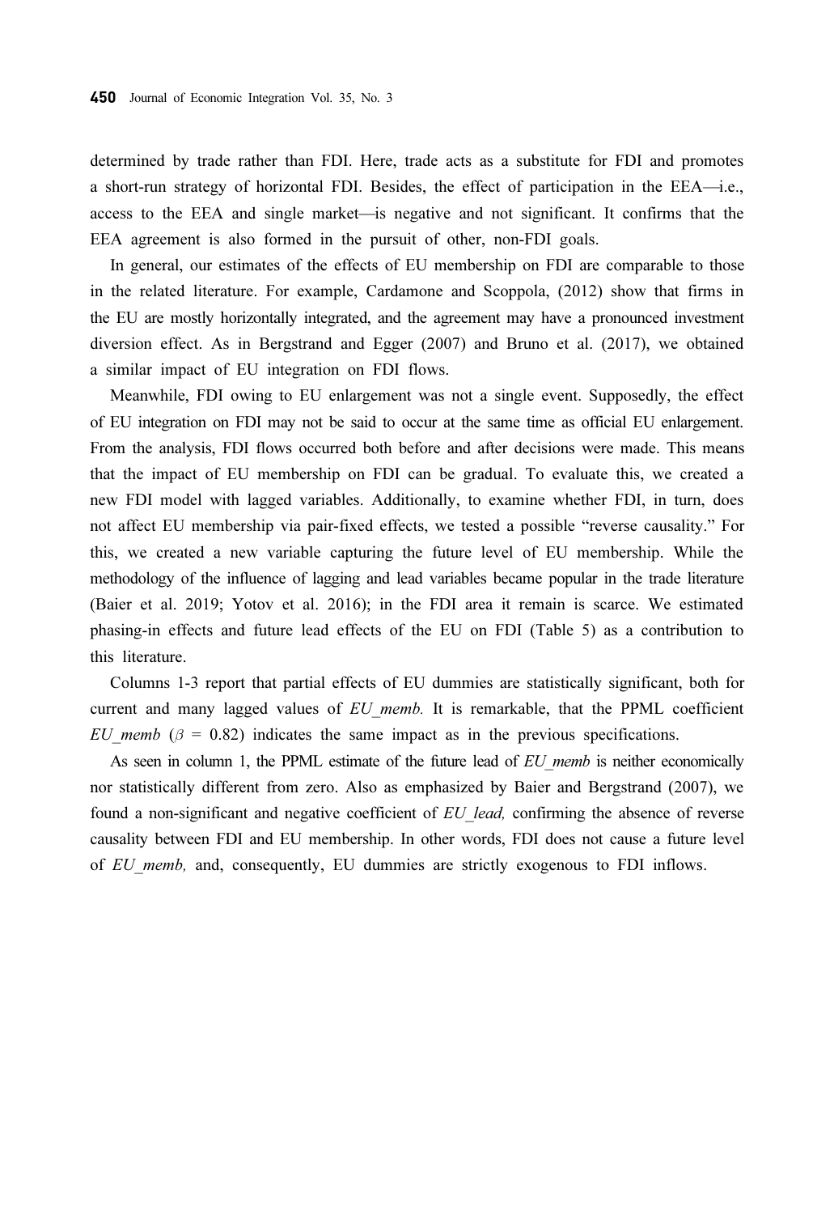determined by trade rather than FDI. Here, trade acts as a substitute for FDI and promotes a short-run strategy of horizontal FDI. Besides, the effect of participation in the EEA—i.e., access to the EEA and single market—is negative and not significant. It confirms that the EEA agreement is also formed in the pursuit of other, non-FDI goals.

In general, our estimates of the effects of EU membership on FDI are comparable to those in the related literature. For example, Cardamone and Scoppola, (2012) show that firms in the EU are mostly horizontally integrated, and the agreement may have a pronounced investment diversion effect. As in Bergstrand and Egger (2007) and Bruno et al. (2017), we obtained a similar impact of EU integration on FDI flows.

Meanwhile, FDI owing to EU enlargement was not a single event. Supposedly, the effect of EU integration on FDI may not be said to occur at the same time as official EU enlargement. From the analysis, FDI flows occurred both before and after decisions were made. This means that the impact of EU membership on FDI can be gradual. To evaluate this, we created a new FDI model with lagged variables. Additionally, to examine whether FDI, in turn, does not affect EU membership via pair-fixed effects, we tested a possible "reverse causality." For this, we created a new variable capturing the future level of EU membership. While the methodology of the influence of lagging and lead variables became popular in the trade literature (Baier et al. 2019; Yotov et al. 2016); in the FDI area it remain is scarce. We estimated phasing-in effects and future lead effects of the EU on FDI (Table 5) as a contribution to this literature.

Columns 1-3 report that partial effects of EU dummies are statistically significant, both for current and many lagged values of *EU_memb.* It is remarkable, that the PPML coefficient *EU_memb* ($\beta$ = 0.82) indicates the same impact as in the previous specifications.

As seen in column 1, the PPML estimate of the future lead of *EU_memb* is neither economically nor statistically different from zero. Also as emphasized by Baier and Bergstrand (2007), we found a non-significant and negative coefficient of *EU_lead,* confirming the absence of reverse causality between FDI and EU membership. In other words, FDI does not cause a future level of *EU_memb,* and, consequently, EU dummies are strictly exogenous to FDI inflows.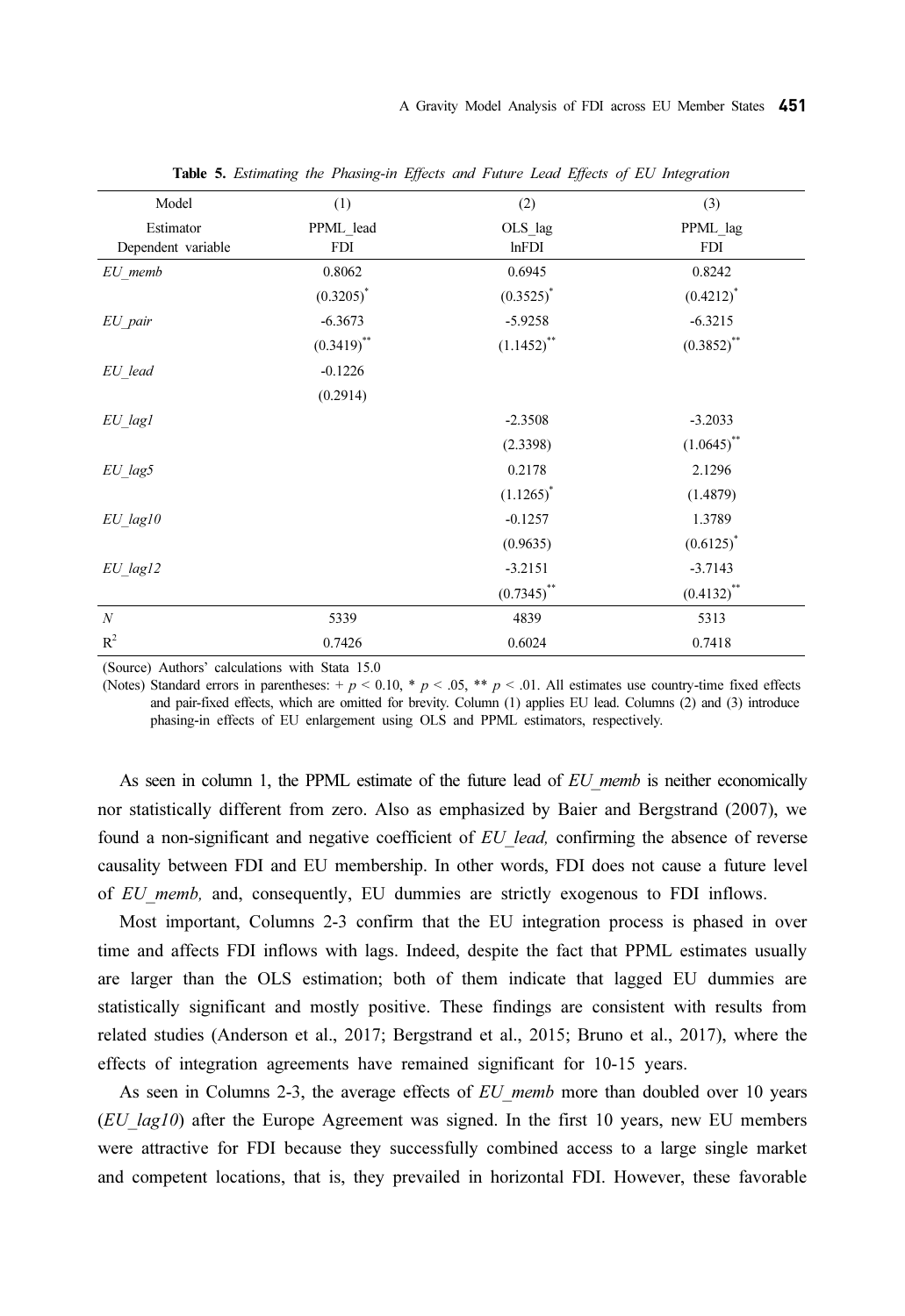**Table 5.** *Estimating the Phasing-in Effects and Future Lead Effects of EU Integration*

| Model | (1) | (2) | (3) |
|---|---|---|---|
| Estimator | PPML_lead | OLS_lag | PPML_lag |
| Dependent variable | FDI | lnFDI | FDI |
| *EU_memb* | 0.8062 | 0.6945 | 0.8242 |
| | $(0.3205)^{*}$ | $(0.3525)^{*}$ | $(0.4212)^{*}$ |
| *EU_pair* | -6.3673 | -5.9258 | -6.3215 |
| | $(0.3419)^{**}$ | $(1.1452)^{**}$ | $(0.3852)^{**}$ |
| *EU_lead* | -0.1226 | | |
| | (0.2914) | | |
| *EU_lag1* | | -2.3508 | -3.2033 |
| | | (2.3398) | $(1.0645)^{**}$ |
| *EU_lag5* | | 0.2178 | 2.1296 |
| | | $(1.1265)^{*}$ | (1.4879) |
| *EU_lag10* | | -0.1257 | 1.3789 |
| | | (0.9635) | $(0.6125)^{*}$ |
| *EU_lag12* | | -3.2151 | -3.7143 |
| | | $(0.7345)^{**}$ | $(0.4132)^{**}$ |
| *N* | 5339 | 4839 | 5313 |
| $R^2$ | 0.7426 | 0.6024 | 0.7418 |

(Source) Authors' calculations with Stata 15.0

(Notes) Standard errors in parentheses: + $p < 0.10$, * $p < .05$, ** $p < .01$. All estimates use country-time fixed effects and pair-fixed effects, which are omitted for brevity. Column (1) applies EU lead. Columns (2) and (3) introduce phasing-in effects of EU enlargement using OLS and PPML estimators, respectively.

As seen in column 1, the PPML estimate of the future lead of *EU_memb* is neither economically nor statistically different from zero. Also as emphasized by Baier and Bergstrand (2007), we found a non-significant and negative coefficient of *EU_lead,* confirming the absence of reverse causality between FDI and EU membership. In other words, FDI does not cause a future level of *EU_memb,* and, consequently, EU dummies are strictly exogenous to FDI inflows.

Most important, Columns 2-3 confirm that the EU integration process is phased in over time and affects FDI inflows with lags. Indeed, despite the fact that PPML estimates usually are larger than the OLS estimation; both of them indicate that lagged EU dummies are statistically significant and mostly positive. These findings are consistent with results from related studies (Anderson et al., 2017; Bergstrand et al., 2015; Bruno et al., 2017), where the effects of integration agreements have remained significant for 10-15 years.

As seen in Columns 2-3, the average effects of *EU_memb* more than doubled over 10 years (*EU_lag10*) after the Europe Agreement was signed. In the first 10 years, new EU members were attractive for FDI because they successfully combined access to a large single market and competent locations, that is, they prevailed in horizontal FDI. However, these favorable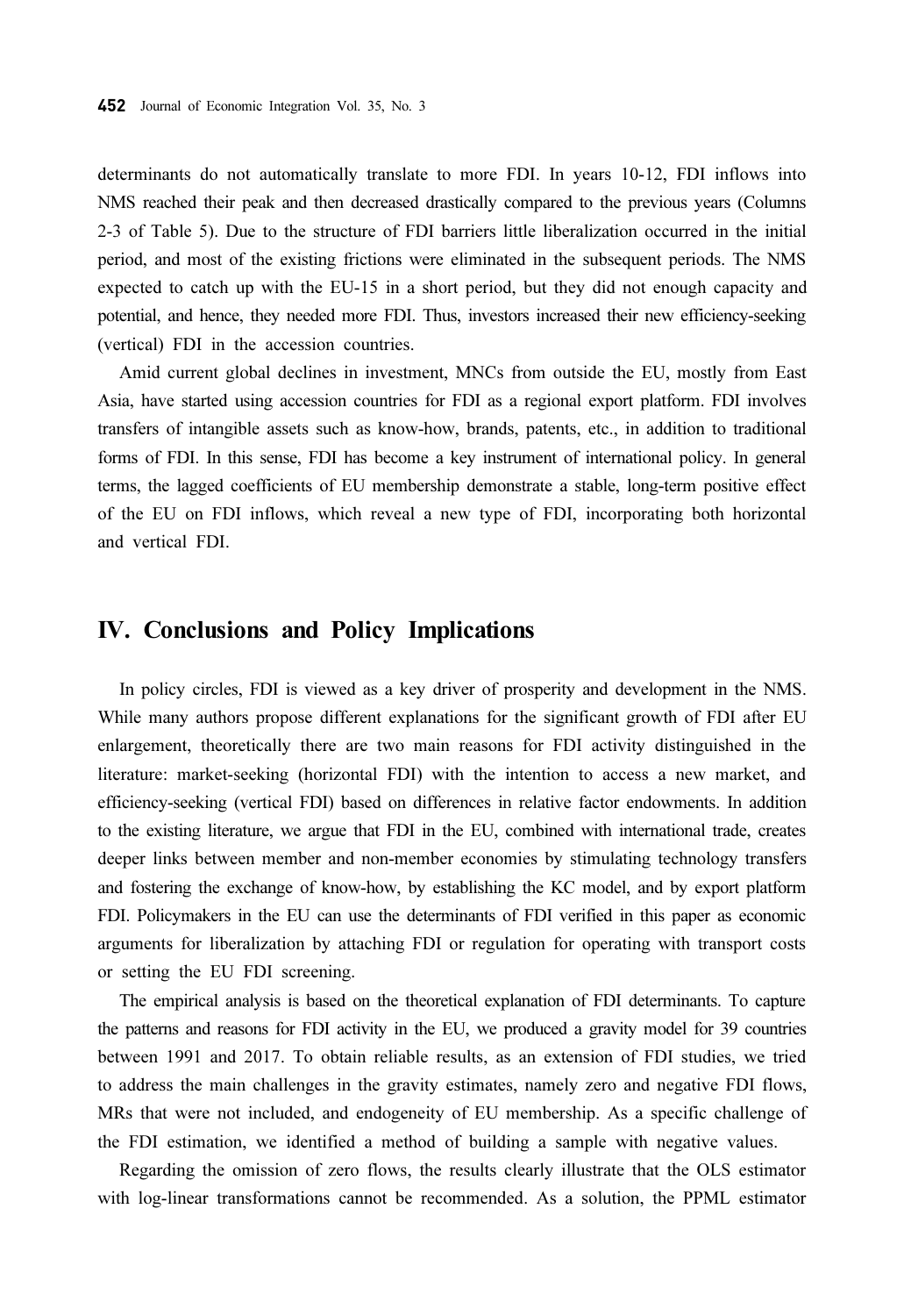determinants do not automatically translate to more FDI. In years 10-12, FDI inflows into NMS reached their peak and then decreased drastically compared to the previous years (Columns 2-3 of Table 5). Due to the structure of FDI barriers little liberalization occurred in the initial period, and most of the existing frictions were eliminated in the subsequent periods. The NMS expected to catch up with the EU-15 in a short period, but they did not enough capacity and potential, and hence, they needed more FDI. Thus, investors increased their new efficiency-seeking (vertical) FDI in the accession countries.

Amid current global declines in investment, MNCs from outside the EU, mostly from East Asia, have started using accession countries for FDI as a regional export platform. FDI involves transfers of intangible assets such as know-how, brands, patents, etc., in addition to traditional forms of FDI. In this sense, FDI has become a key instrument of international policy. In general terms, the lagged coefficients of EU membership demonstrate a stable, long-term positive effect of the EU on FDI inflows, which reveal a new type of FDI, incorporating both horizontal and vertical FDI.

## IV. Conclusions and Policy Implications

In policy circles, FDI is viewed as a key driver of prosperity and development in the NMS. While many authors propose different explanations for the significant growth of FDI after EU enlargement, theoretically there are two main reasons for FDI activity distinguished in the literature: market-seeking (horizontal FDI) with the intention to access a new market, and efficiency-seeking (vertical FDI) based on differences in relative factor endowments. In addition to the existing literature, we argue that FDI in the EU, combined with international trade, creates deeper links between member and non-member economies by stimulating technology transfers and fostering the exchange of know-how, by establishing the KC model, and by export platform FDI. Policymakers in the EU can use the determinants of FDI verified in this paper as economic arguments for liberalization by attaching FDI or regulation for operating with transport costs or setting the EU FDI screening.

The empirical analysis is based on the theoretical explanation of FDI determinants. To capture the patterns and reasons for FDI activity in the EU, we produced a gravity model for 39 countries between 1991 and 2017. To obtain reliable results, as an extension of FDI studies, we tried to address the main challenges in the gravity estimates, namely zero and negative FDI flows, MRs that were not included, and endogeneity of EU membership. As a specific challenge of the FDI estimation, we identified a method of building a sample with negative values.

Regarding the omission of zero flows, the results clearly illustrate that the OLS estimator with log-linear transformations cannot be recommended. As a solution, the PPML estimator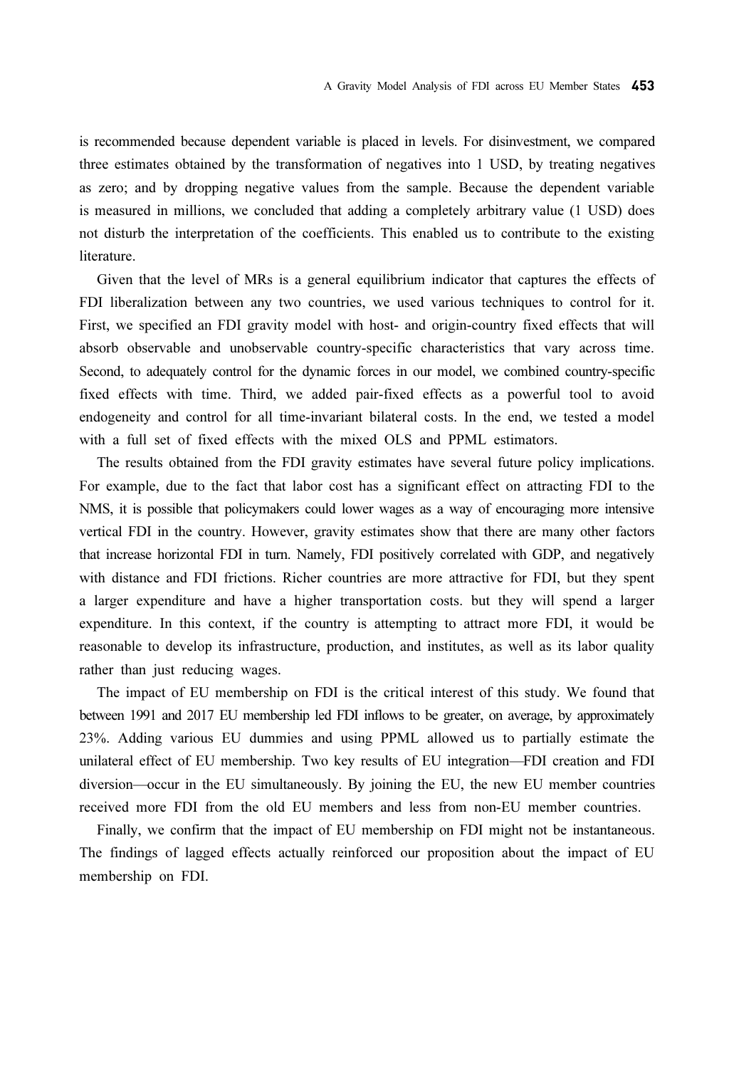is recommended because dependent variable is placed in levels. For disinvestment, we compared three estimates obtained by the transformation of negatives into 1 USD, by treating negatives as zero; and by dropping negative values from the sample. Because the dependent variable is measured in millions, we concluded that adding a completely arbitrary value (1 USD) does not disturb the interpretation of the coefficients. This enabled us to contribute to the existing literature.

Given that the level of MRs is a general equilibrium indicator that captures the effects of FDI liberalization between any two countries, we used various techniques to control for it. First, we specified an FDI gravity model with host- and origin-country fixed effects that will absorb observable and unobservable country-specific characteristics that vary across time. Second, to adequately control for the dynamic forces in our model, we combined country-specific fixed effects with time. Third, we added pair-fixed effects as a powerful tool to avoid endogeneity and control for all time-invariant bilateral costs. In the end, we tested a model with a full set of fixed effects with the mixed OLS and PPML estimators.

The results obtained from the FDI gravity estimates have several future policy implications. For example, due to the fact that labor cost has a significant effect on attracting FDI to the NMS, it is possible that policymakers could lower wages as a way of encouraging more intensive vertical FDI in the country. However, gravity estimates show that there are many other factors that increase horizontal FDI in turn. Namely, FDI positively correlated with GDP, and negatively with distance and FDI frictions. Richer countries are more attractive for FDI, but they spent a larger expenditure and have a higher transportation costs. but they will spend a larger expenditure. In this context, if the country is attempting to attract more FDI, it would be reasonable to develop its infrastructure, production, and institutes, as well as its labor quality rather than just reducing wages.

The impact of EU membership on FDI is the critical interest of this study. We found that between 1991 and 2017 EU membership led FDI inflows to be greater, on average, by approximately 23%. Adding various EU dummies and using PPML allowed us to partially estimate the unilateral effect of EU membership. Two key results of EU integration—FDI creation and FDI diversion—occur in the EU simultaneously. By joining the EU, the new EU member countries received more FDI from the old EU members and less from non-EU member countries.

Finally, we confirm that the impact of EU membership on FDI might not be instantaneous. The findings of lagged effects actually reinforced our proposition about the impact of EU membership on FDI.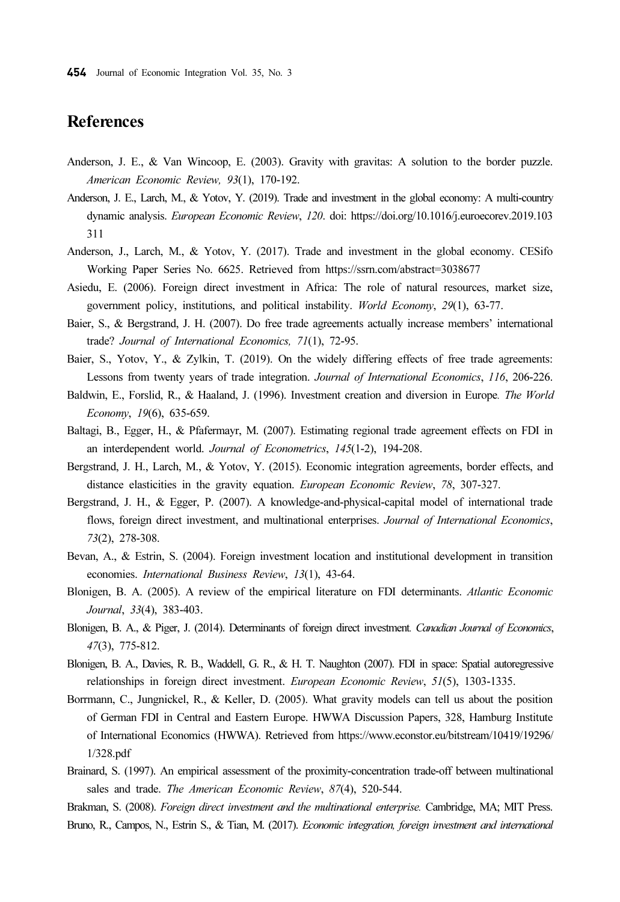# References

Anderson, J. E., & Van Wincoop, E. (2003). Gravity with gravitas: A solution to the border puzzle. *American Economic Review, 93*(1), 170-192.

Anderson, J. E., Larch, M., & Yotov, Y. (2019). Trade and investment in the global economy: A multi-country dynamic analysis. *European Economic Review*, *120*. doi: https://doi.org/10.1016/j.euroecorev.2019.103311

Anderson, J., Larch, M., & Yotov, Y. (2017). Trade and investment in the global economy. CESifo Working Paper Series No. 6625. Retrieved from https://ssrn.com/abstract=3038677

Asiedu, E. (2006). Foreign direct investment in Africa: The role of natural resources, market size, government policy, institutions, and political instability. *World Economy*, *29*(1), 63-77.

Baier, S., & Bergstrand, J. H. (2007). Do free trade agreements actually increase members' international trade? *Journal of International Economics, 71*(1), 72-95.

Baier, S., Yotov, Y., & Zylkin, T. (2019). On the widely differing effects of free trade agreements: Lessons from twenty years of trade integration. *Journal of International Economics*, *116*, 206-226.

Baldwin, E., Forslid, R., & Haaland, J. (1996). Investment creation and diversion in Europe. *The World Economy*, *19*(6), 635-659.

Baltagi, B., Egger, H., & Pfafermayr, M. (2007). Estimating regional trade agreement effects on FDI in an interdependent world. *Journal of Econometrics*, *145*(1-2), 194-208.

Bergstrand, J. H., Larch, M., & Yotov, Y. (2015). Economic integration agreements, border effects, and distance elasticities in the gravity equation. *European Economic Review*, *78*, 307-327.

Bergstrand, J. H., & Egger, P. (2007). A knowledge-and-physical-capital model of international trade flows, foreign direct investment, and multinational enterprises. *Journal of International Economics*, *73*(2), 278-308.

Bevan, A., & Estrin, S. (2004). Foreign investment location and institutional development in transition economies. *International Business Review*, *13*(1), 43-64.

Blonigen, B. A. (2005). A review of the empirical literature on FDI determinants. *Atlantic Economic Journal*, *33*(4), 383-403.

Blonigen, B. A., & Piger, J. (2014). Determinants of foreign direct investment. *Canadian Journal of Economics*, *47*(3), 775-812.

Blonigen, B. A., Davies, R. B., Waddell, G. R., & H. T. Naughton (2007). FDI in space: Spatial autoregressive relationships in foreign direct investment. *European Economic Review*, *51*(5), 1303-1335.

Borrmann, C., Jungnickel, R., & Keller, D. (2005). What gravity models can tell us about the position of German FDI in Central and Eastern Europe. HWWA Discussion Papers, 328, Hamburg Institute of International Economics (HWWA). Retrieved from https://www.econstor.eu/bitstream/10419/19296/1/328.pdf

Brainard, S. (1997). An empirical assessment of the proximity-concentration trade-off between multinational sales and trade. *The American Economic Review*, *87*(4), 520-544.

Brakman, S. (2008). *Foreign direct investment and the multinational enterprise.* Cambridge, MA; MIT Press.

Bruno, R., Campos, N., Estrin S., & Tian, M. (2017). *Economic integration, foreign investment and international*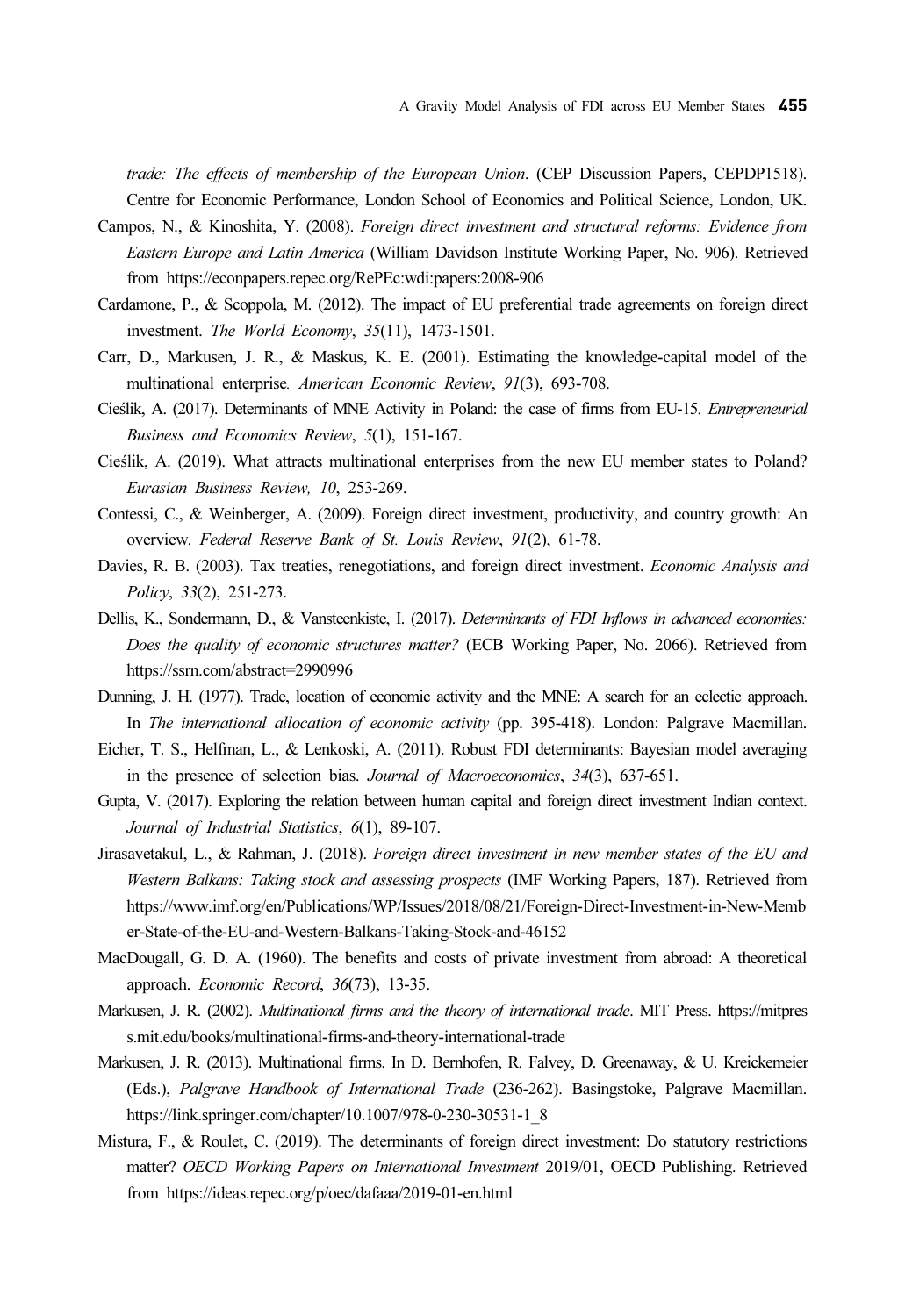*trade: The effects of membership of the European Union*. (CEP Discussion Papers, CEPDP1518). Centre for Economic Performance, London School of Economics and Political Science, London, UK.

Campos, N., & Kinoshita, Y. (2008). *Foreign direct investment and structural reforms: Evidence from Eastern Europe and Latin America* (William Davidson Institute Working Paper, No. 906). Retrieved from https://econpapers.repec.org/RePEc:wdi:papers:2008-906

Cardamone, P., & Scoppola, M. (2012). The impact of EU preferential trade agreements on foreign direct investment. *The World Economy*, *35*(11), 1473-1501.

Carr, D., Markusen, J. R., & Maskus, K. E. (2001). Estimating the knowledge-capital model of the multinational enterprise. *American Economic Review*, *91*(3), 693-708.

Cieślik, A. (2017). Determinants of MNE Activity in Poland: the case of firms from EU-15. *Entrepreneurial Business and Economics Review*, *5*(1), 151-167.

Cieślik, A. (2019). What attracts multinational enterprises from the new EU member states to Poland? *Eurasian Business Review, 10*, 253-269.

Contessi, C., & Weinberger, A. (2009). Foreign direct investment, productivity, and country growth: An overview. *Federal Reserve Bank of St. Louis Review*, *91*(2), 61-78.

Davies, R. B. (2003). Tax treaties, renegotiations, and foreign direct investment. *Economic Analysis and Policy*, *33*(2), 251-273.

Dellis, K., Sondermann, D., & Vansteenkiste, I. (2017). *Determinants of FDI Inflows in advanced economies: Does the quality of economic structures matter?* (ECB Working Paper, No. 2066). Retrieved from https://ssrn.com/abstract=2990996

Dunning, J. H. (1977). Trade, location of economic activity and the MNE: A search for an eclectic approach. In *The international allocation of economic activity* (pp. 395-418). London: Palgrave Macmillan.

Eicher, T. S., Helfman, L., & Lenkoski, A. (2011). Robust FDI determinants: Bayesian model averaging in the presence of selection bias. *Journal of Macroeconomics*, *34*(3), 637-651.

Gupta, V. (2017). Exploring the relation between human capital and foreign direct investment Indian context. *Journal of Industrial Statistics*, *6*(1), 89-107.

Jirasavetakul, L., & Rahman, J. (2018). *Foreign direct investment in new member states of the EU and Western Balkans: Taking stock and assessing prospects* (IMF Working Papers, 187). Retrieved from https://www.imf.org/en/Publications/WP/Issues/2018/08/21/Foreign-Direct-Investment-in-New-Member-State-of-the-EU-and-Western-Balkans-Taking-Stock-and-46152

MacDougall, G. D. A. (1960). The benefits and costs of private investment from abroad: A theoretical approach. *Economic Record*, *36*(73), 13-35.

Markusen, J. R. (2002). *Multinational firms and the theory of international trade*. MIT Press. https://mitpress.mit.edu/books/multinational-firms-and-theory-international-trade

Markusen, J. R. (2013). Multinational firms. In D. Bernhofen, R. Falvey, D. Greenaway, & U. Kreickemeier (Eds.), *Palgrave Handbook of International Trade* (236-262). Basingstoke, Palgrave Macmillan. https://link.springer.com/chapter/10.1007/978-0-230-30531-1_8

Mistura, F., & Roulet, C. (2019). The determinants of foreign direct investment: Do statutory restrictions matter? *OECD Working Papers on International Investment* 2019/01, OECD Publishing. Retrieved from https://ideas.repec.org/p/oec/dafaaa/2019-01-en.html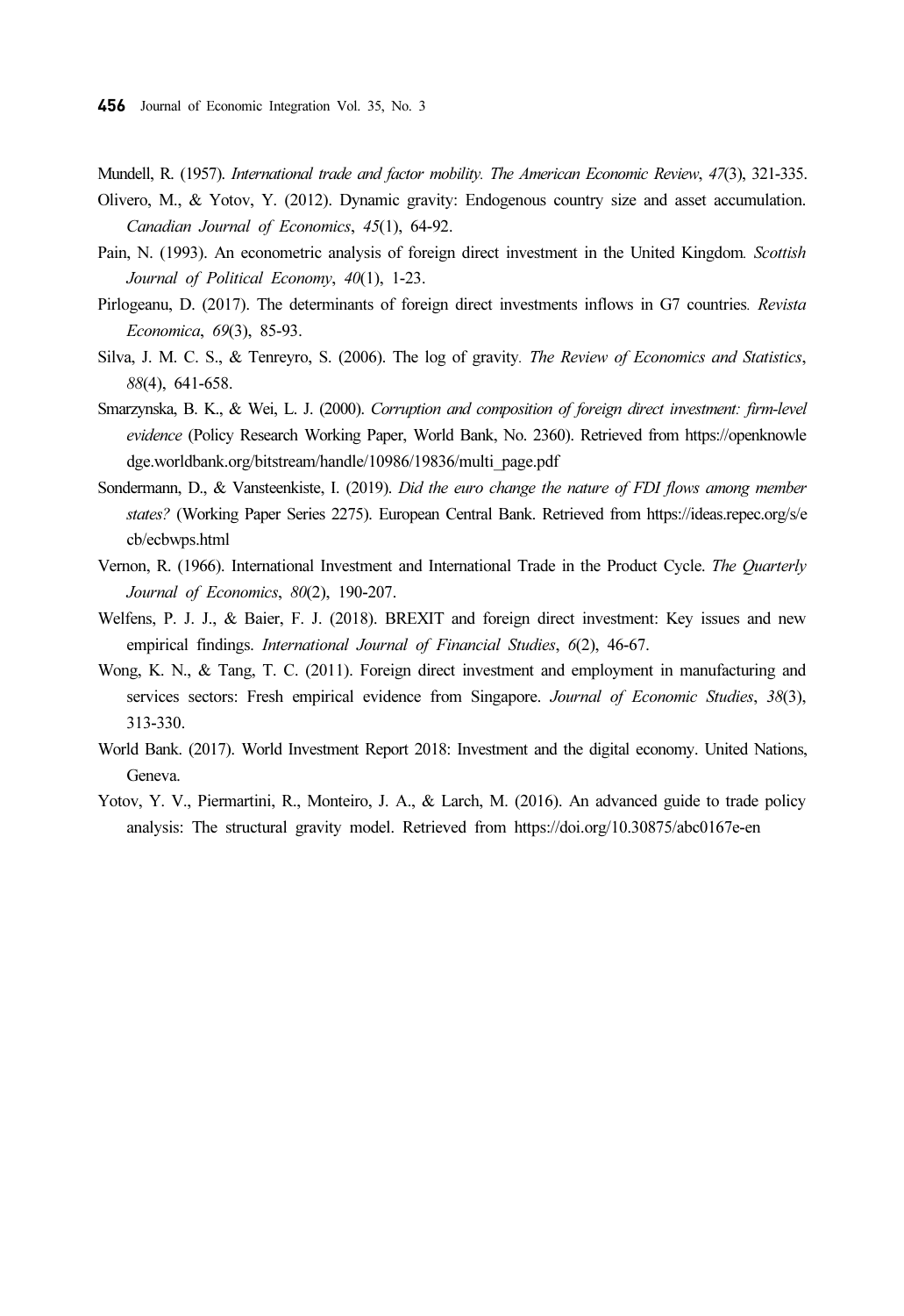Mundell, R. (1957). *International trade and factor mobility. The American Economic Review*, *47*(3), 321-335.

Olivero, M., & Yotov, Y. (2012). Dynamic gravity: Endogenous country size and asset accumulation. *Canadian Journal of Economics*, *45*(1), 64-92.

Pain, N. (1993). An econometric analysis of foreign direct investment in the United Kingdom. *Scottish Journal of Political Economy*, *40*(1), 1-23.

Pirlogeanu, D. (2017). The determinants of foreign direct investments inflows in G7 countries. *Revista Economica*, *69*(3), 85-93.

Silva, J. M. C. S., & Tenreyro, S. (2006). The log of gravity. *The Review of Economics and Statistics*, *88*(4), 641-658.

Smarzynska, B. K., & Wei, L. J. (2000). *Corruption and composition of foreign direct investment: firm-level evidence* (Policy Research Working Paper, World Bank, No. 2360). Retrieved from https://openknowledge.worldbank.org/bitstream/handle/10986/19836/multi_page.pdf

Sondermann, D., & Vansteenkiste, I. (2019). *Did the euro change the nature of FDI flows among member states?* (Working Paper Series 2275). European Central Bank. Retrieved from https://ideas.repec.org/s/ecb/ecbwps.html

Vernon, R. (1966). International Investment and International Trade in the Product Cycle. *The Quarterly Journal of Economics*, *80*(2), 190-207.

Welfens, P. J. J., & Baier, F. J. (2018). BREXIT and foreign direct investment: Key issues and new empirical findings. *International Journal of Financial Studies*, *6*(2), 46-67.

Wong, K. N., & Tang, T. C. (2011). Foreign direct investment and employment in manufacturing and services sectors: Fresh empirical evidence from Singapore. *Journal of Economic Studies*, *38*(3), 313-330.

World Bank. (2017). World Investment Report 2018: Investment and the digital economy. United Nations, Geneva.

Yotov, Y. V., Piermartini, R., Monteiro, J. A., & Larch, M. (2016). An advanced guide to trade policy analysis: The structural gravity model. Retrieved from https://doi.org/10.30875/abc0167e-en